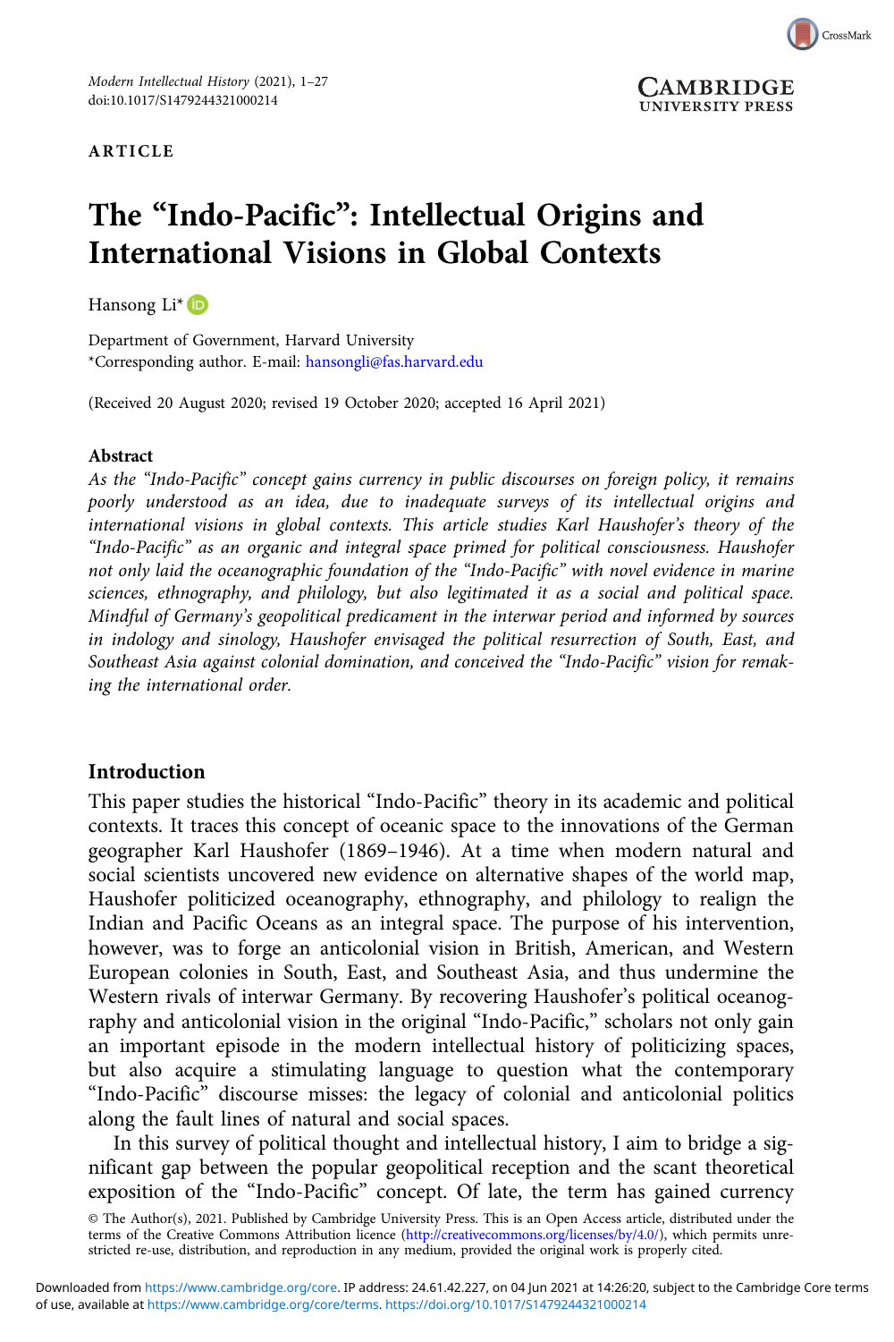ARTICLE

# The "Indo-Pacific": Intellectual Origins and International Visions in Global Contexts

Hansong Li*

Department of Government, Harvard University
*Corresponding author. E-mail: hansongli@fas.harvard.edu

(Received 20 August 2020; revised 19 October 2020; accepted 16 April 2021)

## Abstract

*As the "Indo-Pacific" concept gains currency in public discourses on foreign policy, it remains poorly understood as an idea, due to inadequate surveys of its intellectual origins and international visions in global contexts. This article studies Karl Haushofer's theory of the "Indo-Pacific" as an organic and integral space primed for political consciousness. Haushofer not only laid the oceanographic foundation of the "Indo-Pacific" with novel evidence in marine sciences, ethnography, and philology, but also legitimated it as a social and political space. Mindful of Germany's geopolitical predicament in the interwar period and informed by sources in indology and sinology, Haushofer envisaged the political resurrection of South, East, and Southeast Asia against colonial domination, and conceived the "Indo-Pacific" vision for remaking the international order.*

## Introduction

This paper studies the historical "Indo-Pacific" theory in its academic and political contexts. It traces this concept of oceanic space to the innovations of the German geographer Karl Haushofer (1869–1946). At a time when modern natural and social scientists uncovered new evidence on alternative shapes of the world map, Haushofer politicized oceanography, ethnography, and philology to realign the Indian and Pacific Oceans as an integral space. The purpose of his intervention, however, was to forge an anticolonial vision in British, American, and Western European colonies in South, East, and Southeast Asia, and thus undermine the Western rivals of interwar Germany. By recovering Haushofer's political oceanography and anticolonial vision in the original "Indo-Pacific," scholars not only gain an important episode in the modern intellectual history of politicizing spaces, but also acquire a stimulating language to question what the contemporary "Indo-Pacific" discourse misses: the legacy of colonial and anticolonial politics along the fault lines of natural and social spaces.

In this survey of political thought and intellectual history, I aim to bridge a significant gap between the popular geopolitical reception and the scant theoretical exposition of the "Indo-Pacific" concept. Of late, the term has gained currency

© The Author(s), 2021. Published by Cambridge University Press. This is an Open Access article, distributed under the terms of the Creative Commons Attribution licence (http://creativecommons.org/licenses/by/4.0/), which permits unrestricted re-use, distribution, and reproduction in any medium, provided the original work is properly cited.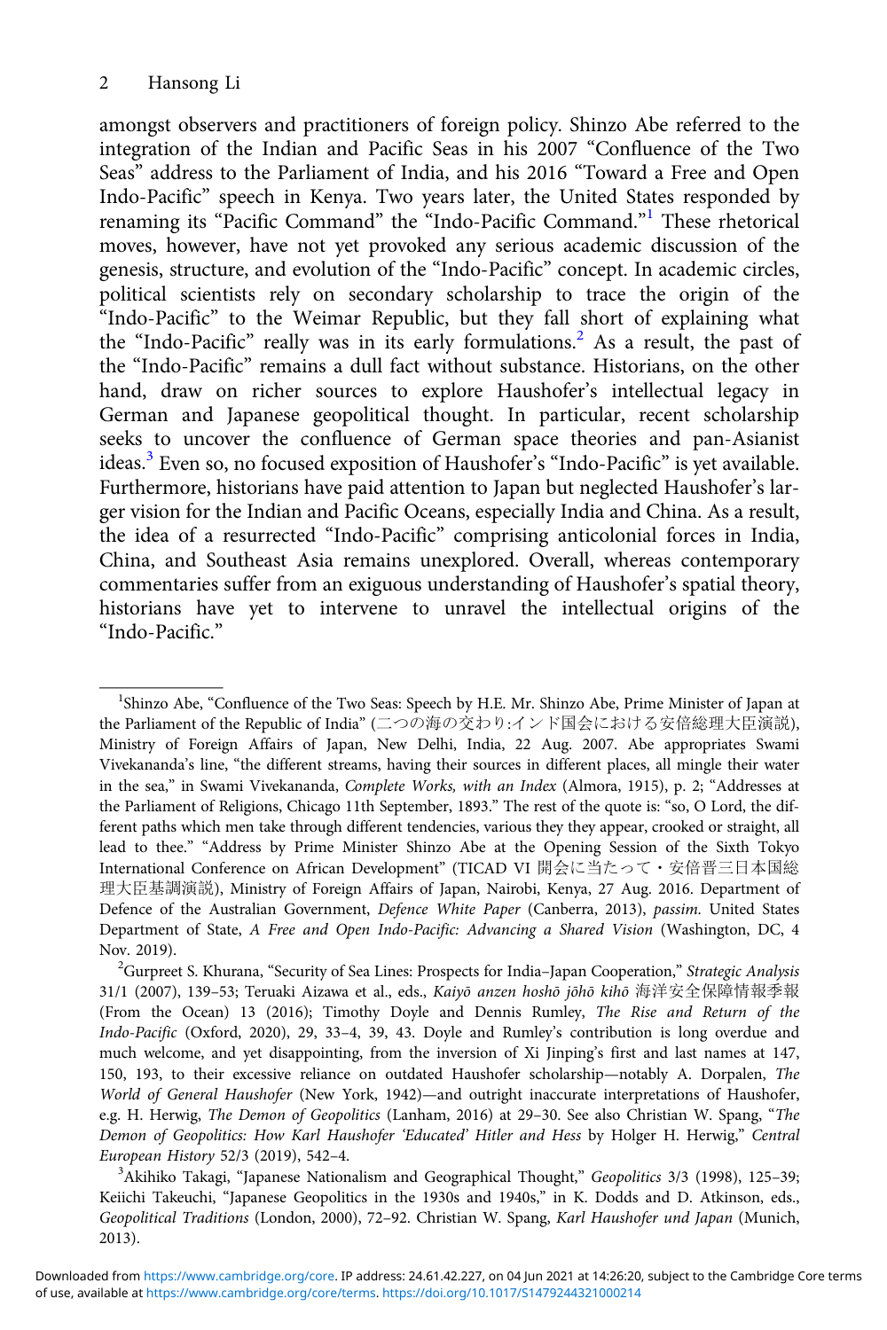amongst observers and practitioners of foreign policy. Shinzo Abe referred to the integration of the Indian and Pacific Seas in his 2007 "Confluence of the Two Seas" address to the Parliament of India, and his 2016 "Toward a Free and Open Indo-Pacific" speech in Kenya. Two years later, the United States responded by renaming its "Pacific Command" the "Indo-Pacific Command."[1] These rhetorical moves, however, have not yet provoked any serious academic discussion of the genesis, structure, and evolution of the "Indo-Pacific" concept. In academic circles, political scientists rely on secondary scholarship to trace the origin of the "Indo-Pacific" to the Weimar Republic, but they fall short of explaining what the "Indo-Pacific" really was in its early formulations.[2] As a result, the past of the "Indo-Pacific" remains a dull fact without substance. Historians, on the other hand, draw on richer sources to explore Haushofer's intellectual legacy in German and Japanese geopolitical thought. In particular, recent scholarship seeks to uncover the confluence of German space theories and pan-Asianist ideas.[3] Even so, no focused exposition of Haushofer's "Indo-Pacific" is yet available. Furthermore, historians have paid attention to Japan but neglected Haushofer's larger vision for the Indian and Pacific Oceans, especially India and China. As a result, the idea of a resurrected "Indo-Pacific" comprising anticolonial forces in India, China, and Southeast Asia remains unexplored. Overall, whereas contemporary commentaries suffer from an exiguous understanding of Haushofer's spatial theory, historians have yet to intervene to unravel the intellectual origins of the "Indo-Pacific."

[1] Shinzo Abe, "Confluence of the Two Seas: Speech by H.E. Mr. Shinzo Abe, Prime Minister of Japan at the Parliament of the Republic of India" (二つの海の交わり:インド国会における安倍総理大臣演説), Ministry of Foreign Affairs of Japan, New Delhi, India, 22 Aug. 2007. Abe appropriates Swami Vivekananda's line, "the different streams, having their sources in different places, all mingle their water in the sea," in Swami Vivekananda, *Complete Works, with an Index* (Almora, 1915), p. 2; "Addresses at the Parliament of Religions, Chicago 11th September, 1893." The rest of the quote is: "so, O Lord, the different paths which men take through different tendencies, various they they appear, crooked or straight, all lead to thee." "Address by Prime Minister Shinzo Abe at the Opening Session of the Sixth Tokyo International Conference on African Development" (TICAD VI 開会に当たって・安倍晋三日本国総理大臣基調演説), Ministry of Foreign Affairs of Japan, Nairobi, Kenya, 27 Aug. 2016. Department of Defence of the Australian Government, *Defence White Paper* (Canberra, 2013), *passim*. United States Department of State, *A Free and Open Indo-Pacific: Advancing a Shared Vision* (Washington, DC, 4 Nov. 2019).

[2] Gurpreet S. Khurana, "Security of Sea Lines: Prospects for India–Japan Cooperation," *Strategic Analysis* 31/1 (2007), 139–53; Teruaki Aizawa et al., eds., *Kaiyō anzen hoshō jōhō kihō* 海洋安全保障情報季報 (From the Ocean) 13 (2016); Timothy Doyle and Dennis Rumley, *The Rise and Return of the Indo-Pacific* (Oxford, 2020), 29, 33–4, 39, 43. Doyle and Rumley's contribution is long overdue and much welcome, and yet disappointing, from the inversion of Xi Jinping's first and last names at 147, 150, 193, to their excessive reliance on outdated Haushofer scholarship—notably A. Dorpalen, *The World of General Haushofer* (New York, 1942)—and outright inaccurate interpretations of Haushofer, e.g. H. Herwig, *The Demon of Geopolitics* (Lanham, 2016) at 29–30. See also Christian W. Spang, "*The Demon of Geopolitics: How Karl Haushofer 'Educated' Hitler and Hess* by Holger H. Herwig," *Central European History* 52/3 (2019), 542–4.

[3] Akihiko Takagi, "Japanese Nationalism and Geographical Thought," *Geopolitics* 3/3 (1998), 125–39; Keiichi Takeuchi, "Japanese Geopolitics in the 1930s and 1940s," in K. Dodds and D. Atkinson, eds., *Geopolitical Traditions* (London, 2000), 72–92. Christian W. Spang, *Karl Haushofer und Japan* (Munich, 2013).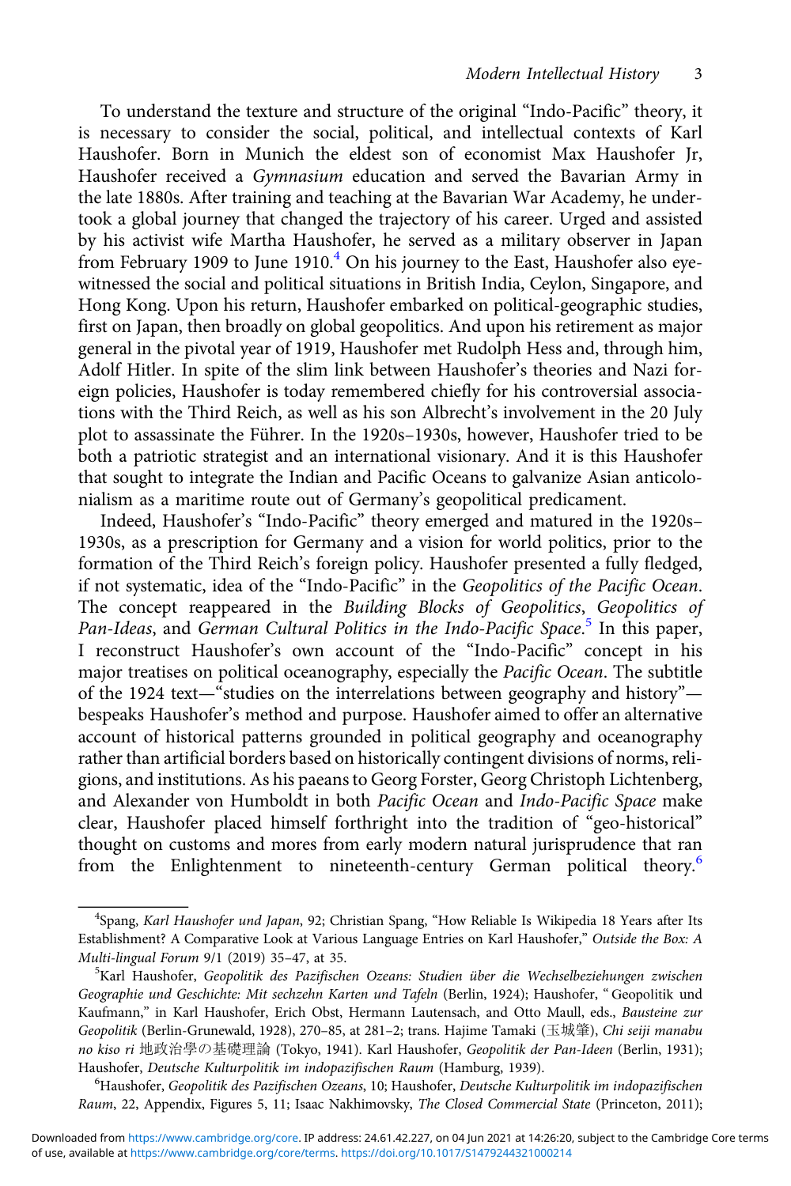To understand the texture and structure of the original "Indo-Pacific" theory, it is necessary to consider the social, political, and intellectual contexts of Karl Haushofer. Born in Munich the eldest son of economist Max Haushofer Jr, Haushofer received a *Gymnasium* education and served the Bavarian Army in the late 1880s. After training and teaching at the Bavarian War Academy, he undertook a global journey that changed the trajectory of his career. Urged and assisted by his activist wife Martha Haushofer, he served as a military observer in Japan from February 1909 to June 1910.[4] On his journey to the East, Haushofer also eyewitnessed the social and political situations in British India, Ceylon, Singapore, and Hong Kong. Upon his return, Haushofer embarked on political-geographic studies, first on Japan, then broadly on global geopolitics. And upon his retirement as major general in the pivotal year of 1919, Haushofer met Rudolph Hess and, through him, Adolf Hitler. In spite of the slim link between Haushofer's theories and Nazi foreign policies, Haushofer is today remembered chiefly for his controversial associations with the Third Reich, as well as his son Albrecht's involvement in the 20 July plot to assassinate the Führer. In the 1920s–1930s, however, Haushofer tried to be both a patriotic strategist and an international visionary. And it is this Haushofer that sought to integrate the Indian and Pacific Oceans to galvanize Asian anticolonialism as a maritime route out of Germany's geopolitical predicament.

Indeed, Haushofer's "Indo-Pacific" theory emerged and matured in the 1920s–1930s, as a prescription for Germany and a vision for world politics, prior to the formation of the Third Reich's foreign policy. Haushofer presented a fully fledged, if not systematic, idea of the "Indo-Pacific" in the *Geopolitics of the Pacific Ocean*. The concept reappeared in the *Building Blocks of Geopolitics*, *Geopolitics of Pan-Ideas*, and *German Cultural Politics in the Indo-Pacific Space*.[5] In this paper, I reconstruct Haushofer's own account of the "Indo-Pacific" concept in his major treatises on political oceanography, especially the *Pacific Ocean*. The subtitle of the 1924 text—"studies on the interrelations between geography and history"—bespeaks Haushofer's method and purpose. Haushofer aimed to offer an alternative account of historical patterns grounded in political geography and oceanography rather than artificial borders based on historically contingent divisions of norms, religions, and institutions. As his paeans to Georg Forster, Georg Christoph Lichtenberg, and Alexander von Humboldt in both *Pacific Ocean* and *Indo-Pacific Space* make clear, Haushofer placed himself forthright into the tradition of "geo-historical" thought on customs and mores from early modern natural jurisprudence that ran from the Enlightenment to nineteenth-century German political theory.[6]

---

[4] Spang, *Karl Haushofer und Japan*, 92; Christian Spang, "How Reliable Is Wikipedia 18 Years after Its Establishment? A Comparative Look at Various Language Entries on Karl Haushofer," *Outside the Box: A Multi-lingual Forum* 9/1 (2019) 35–47, at 35.

[5] Karl Haushofer, *Geopolitik des Pazifischen Ozeans: Studien über die Wechselbeziehungen zwischen Geographie und Geschichte: Mit sechzehn Karten und Tafeln* (Berlin, 1924); Haushofer, " Geopolitik und Kaufmann," in Karl Haushofer, Erich Obst, Hermann Lautensach, and Otto Maull, eds., *Bausteine zur Geopolitik* (Berlin-Grunewald, 1928), 270–85, at 281–2; trans. Hajime Tamaki (玉城肇), *Chi seiji manabu no kiso ri* 地政治學の基礎理論 (Tokyo, 1941). Karl Haushofer, *Geopolitik der Pan-Ideen* (Berlin, 1931); Haushofer, *Deutsche Kulturpolitik im indopazifischen Raum* (Hamburg, 1939).

[6] Haushofer, *Geopolitik des Pazifischen Ozeans*, 10; Haushofer, *Deutsche Kulturpolitik im indopazifischen Raum*, 22, Appendix, Figures 5, 11; Isaac Nakhimovsky, *The Closed Commercial State* (Princeton, 2011);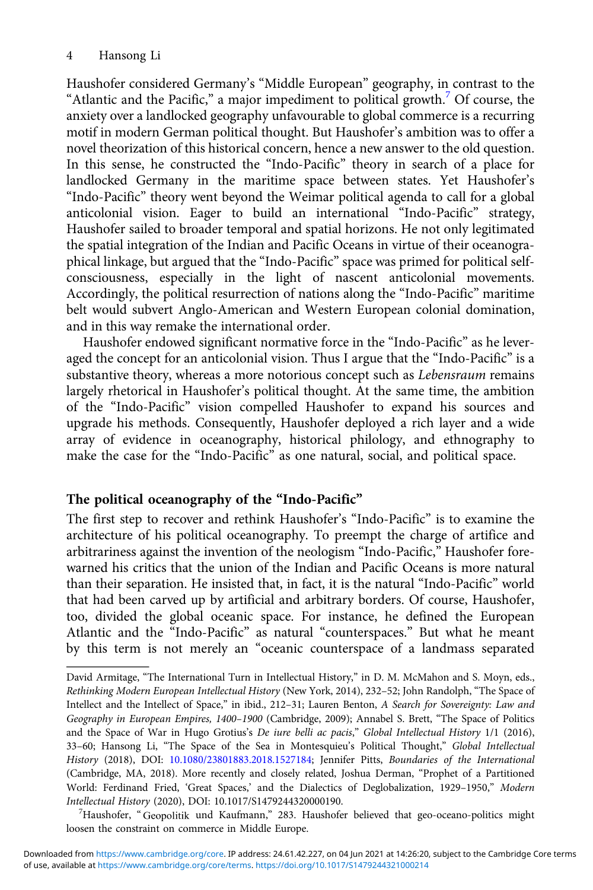Haushofer considered Germany's "Middle European" geography, in contrast to the "Atlantic and the Pacific," a major impediment to political growth.[7] Of course, the anxiety over a landlocked geography unfavourable to global commerce is a recurring motif in modern German political thought. But Haushofer's ambition was to offer a novel theorization of this historical concern, hence a new answer to the old question. In this sense, he constructed the "Indo-Pacific" theory in search of a place for landlocked Germany in the maritime space between states. Yet Haushofer's "Indo-Pacific" theory went beyond the Weimar political agenda to call for a global anticolonial vision. Eager to build an international "Indo-Pacific" strategy, Haushofer sailed to broader temporal and spatial horizons. He not only legitimated the spatial integration of the Indian and Pacific Oceans in virtue of their oceanographical linkage, but argued that the "Indo-Pacific" space was primed for political self-consciousness, especially in the light of nascent anticolonial movements. Accordingly, the political resurrection of nations along the "Indo-Pacific" maritime belt would subvert Anglo-American and Western European colonial domination, and in this way remake the international order.

Haushofer endowed significant normative force in the "Indo-Pacific" as he leveraged the concept for an anticolonial vision. Thus I argue that the "Indo-Pacific" is a substantive theory, whereas a more notorious concept such as *Lebensraum* remains largely rhetorical in Haushofer's political thought. At the same time, the ambition of the "Indo-Pacific" vision compelled Haushofer to expand his sources and upgrade his methods. Consequently, Haushofer deployed a rich layer and a wide array of evidence in oceanography, historical philology, and ethnography to make the case for the "Indo-Pacific" as one natural, social, and political space.

## The political oceanography of the "Indo-Pacific"

The first step to recover and rethink Haushofer's "Indo-Pacific" is to examine the architecture of his political oceanography. To preempt the charge of artifice and arbitrariness against the invention of the neologism "Indo-Pacific," Haushofer forewarned his critics that the union of the Indian and Pacific Oceans is more natural than their separation. He insisted that, in fact, it is the natural "Indo-Pacific" world that had been carved up by artificial and arbitrary borders. Of course, Haushofer, too, divided the global oceanic space. For instance, he defined the European Atlantic and the "Indo-Pacific" as natural "counterspaces." But what he meant by this term is not merely an "oceanic counterspace of a landmass separated

---

David Armitage, "The International Turn in Intellectual History," in D. M. McMahon and S. Moyn, eds., *Rethinking Modern European Intellectual History* (New York, 2014), 232–52; John Randolph, "The Space of Intellect and the Intellect of Space," in ibid., 212–31; Lauren Benton, *A Search for Sovereignty: Law and Geography in European Empires, 1400–1900* (Cambridge, 2009); Annabel S. Brett, "The Space of Politics and the Space of War in Hugo Grotius's *De iure belli ac pacis*," *Global Intellectual History* 1/1 (2016), 33–60; Hansong Li, "The Space of the Sea in Montesquieu's Political Thought," *Global Intellectual History* (2018), DOI: 10.1080/23801883.2018.1527184; Jennifer Pitts, *Boundaries of the International* (Cambridge, MA, 2018). More recently and closely related, Joshua Derman, "Prophet of a Partitioned World: Ferdinand Fried, 'Great Spaces,' and the Dialectics of Deglobalization, 1929–1950," *Modern Intellectual History* (2020), DOI: 10.1017/S1479244320000190.

[7] Haushofer, "Geopolitik und Kaufmann," 283. Haushofer believed that geo-oceano-politics might loosen the constraint on commerce in Middle Europe.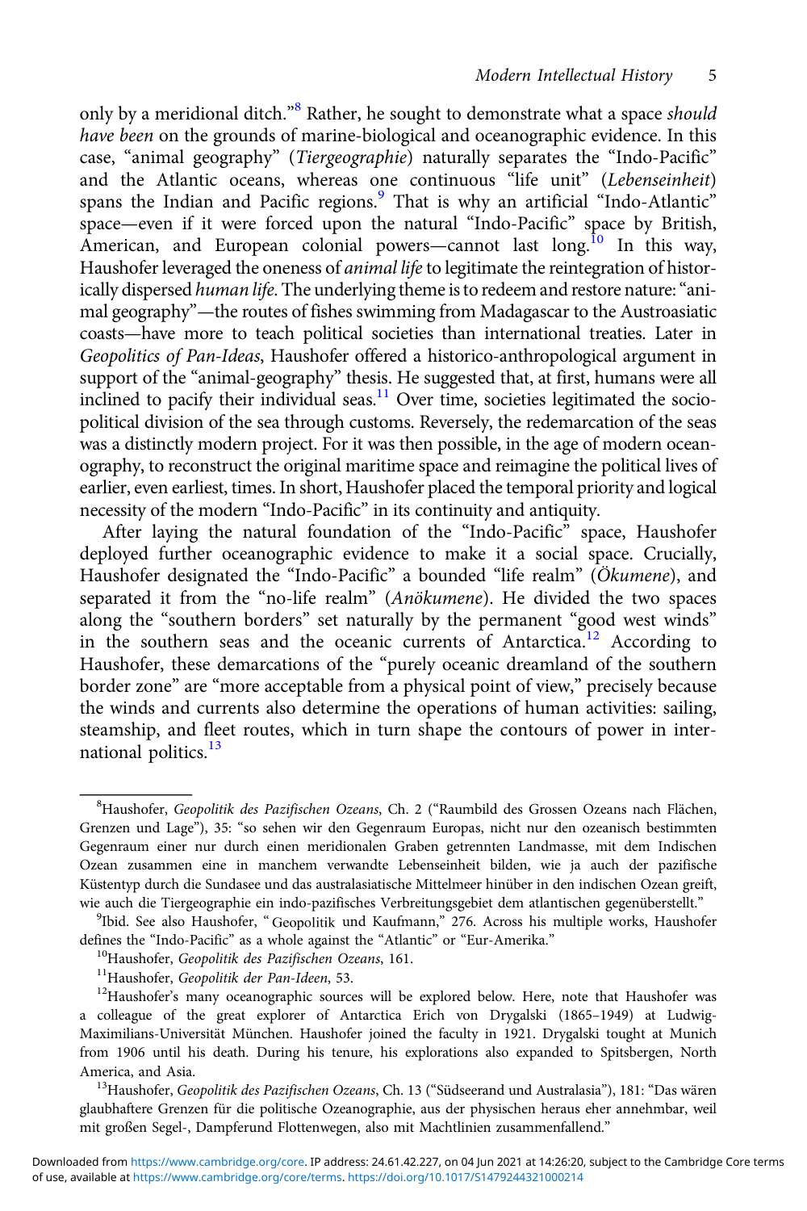only by a meridional ditch."[8] Rather, he sought to demonstrate what a space *should have been* on the grounds of marine-biological and oceanographic evidence. In this case, "animal geography" (*Tiergeographie*) naturally separates the "Indo-Pacific" and the Atlantic oceans, whereas one continuous "life unit" (*Lebenseinheit*) spans the Indian and Pacific regions.[9] That is why an artificial "Indo-Atlantic" space—even if it were forced upon the natural "Indo-Pacific" space by British, American, and European colonial powers—cannot last long.[10] In this way, Haushofer leveraged the oneness of *animal life* to legitimate the reintegration of historically dispersed *human life*. The underlying theme is to redeem and restore nature: "animal geography"—the routes of fishes swimming from Madagascar to the Austroasiatic coasts—have more to teach political societies than international treaties. Later in *Geopolitics of Pan-Ideas*, Haushofer offered a historico-anthropological argument in support of the "animal-geography" thesis. He suggested that, at first, humans were all inclined to pacify their individual seas.[11] Over time, societies legitimated the sociopolitical division of the sea through customs. Reversely, the redemarcation of the seas was a distinctly modern project. For it was then possible, in the age of modern oceanography, to reconstruct the original maritime space and reimagine the political lives of earlier, even earliest, times. In short, Haushofer placed the temporal priority and logical necessity of the modern "Indo-Pacific" in its continuity and antiquity.

After laying the natural foundation of the "Indo-Pacific" space, Haushofer deployed further oceanographic evidence to make it a social space. Crucially, Haushofer designated the "Indo-Pacific" a bounded "life realm" (*Ökumene*), and separated it from the "no-life realm" (*Anökumene*). He divided the two spaces along the "southern borders" set naturally by the permanent "good west winds" in the southern seas and the oceanic currents of Antarctica.[12] According to Haushofer, these demarcations of the "purely oceanic dreamland of the southern border zone" are "more acceptable from a physical point of view," precisely because the winds and currents also determine the operations of human activities: sailing, steamship, and fleet routes, which in turn shape the contours of power in international politics.[13]

---

[8] Haushofer, *Geopolitik des Pazifischen Ozeans*, Ch. 2 ("Raumbild des Grossen Ozeans nach Flächen, Grenzen und Lage"), 35: "so sehen wir den Gegenraum Europas, nicht nur den ozeanisch bestimmten Gegenraum einer nur durch einen meridionalen Graben getrennten Landmasse, mit dem Indischen Ozean zusammen eine in manchem verwandte Lebenseinheit bilden, wie ja auch der pazifische Küstentyp durch die Sundasee und das australasiatische Mittelmeer hinüber in den indischen Ozean greift, wie auch die Tiergeographie ein indo-pazifisches Verbreitungsgebiet dem atlantischen gegenüberstellt."

[9] Ibid. See also Haushofer, "Geopolitik und Kaufmann," 276. Across his multiple works, Haushofer defines the "Indo-Pacific" as a whole against the "Atlantic" or "Eur-Amerika."

[10] Haushofer, *Geopolitik des Pazifischen Ozeans*, 161.

[11] Haushofer, *Geopolitik der Pan-Ideen*, 53.

[12] Haushofer's many oceanographic sources will be explored below. Here, note that Haushofer was a colleague of the great explorer of Antarctica Erich von Drygalski (1865–1949) at Ludwig-Maximilians-Universität München. Haushofer joined the faculty in 1921. Drygalski tought at Munich from 1906 until his death. During his tenure, his explorations also expanded to Spitsbergen, North America, and Asia.

[13] Haushofer, *Geopolitik des Pazifischen Ozeans*, Ch. 13 ("Südseerand und Australasia"), 181: "Das wären glaubhaftere Grenzen für die politische Ozeanographie, aus der physischen heraus eher annehmbar, weil mit großen Segel-, Dampferund Flottenwegen, also mit Machtlinien zusammenfallend."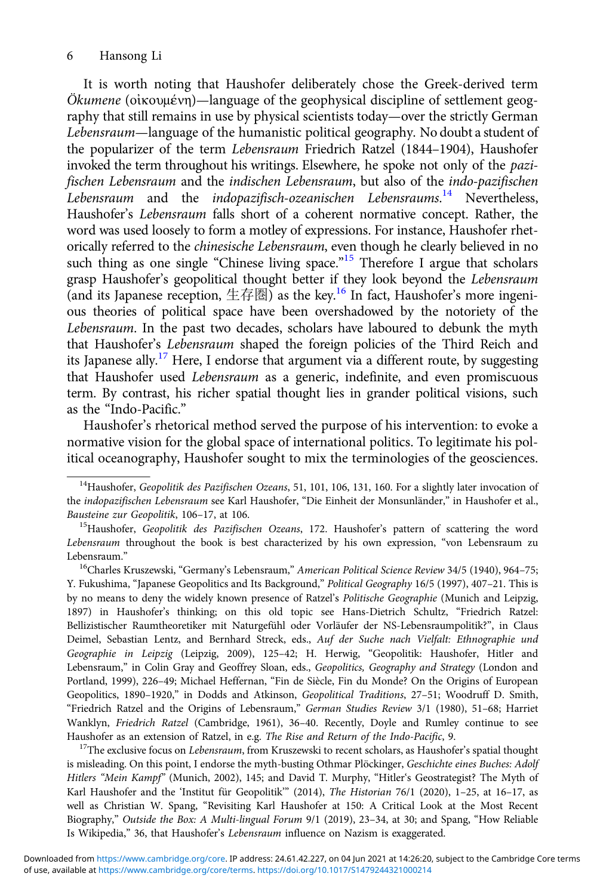It is worth noting that Haushofer deliberately chose the Greek-derived term *Ökumene* (οἰκουμένη)—language of the geophysical discipline of settlement geography that still remains in use by physical scientists today—over the strictly German *Lebensraum*—language of the humanistic political geography. No doubt a student of the popularizer of the term *Lebensraum* Friedrich Ratzel (1844–1904), Haushofer invoked the term throughout his writings. Elsewhere, he spoke not only of the *pazifischen Lebensraum* and the *indischen Lebensraum*, but also of the *indo-pazifischen Lebensraum* and the *indopazifisch-ozeanischen Lebensraums*.[14] Nevertheless, Haushofer's *Lebensraum* falls short of a coherent normative concept. Rather, the word was used loosely to form a motley of expressions. For instance, Haushofer rhetorically referred to the *chinesische Lebensraum*, even though he clearly believed in no such thing as one single "Chinese living space."[15] Therefore I argue that scholars grasp Haushofer's geopolitical thought better if they look beyond the *Lebensraum* (and its Japanese reception, 生存圏) as the key.[16] In fact, Haushofer's more ingenious theories of political space have been overshadowed by the notoriety of the *Lebensraum*. In the past two decades, scholars have laboured to debunk the myth that Haushofer's *Lebensraum* shaped the foreign policies of the Third Reich and its Japanese ally.[17] Here, I endorse that argument via a different route, by suggesting that Haushofer used *Lebensraum* as a generic, indefinite, and even promiscuous term. By contrast, his richer spatial thought lies in grander political visions, such as the "Indo-Pacific."

Haushofer's rhetorical method served the purpose of his intervention: to evoke a normative vision for the global space of international politics. To legitimate his political oceanography, Haushofer sought to mix the terminologies of the geosciences.

---

[14] Haushofer, *Geopolitik des Pazifischen Ozeans*, 51, 101, 106, 131, 160. For a slightly later invocation of the *indopazifischen Lebensraum* see Karl Haushofer, "Die Einheit der Monsunländer," in Haushofer et al., *Bausteine zur Geopolitik*, 106–17, at 106.

[15] Haushofer, *Geopolitik des Pazifischen Ozeans*, 172. Haushofer's pattern of scattering the word *Lebensraum* throughout the book is best characterized by his own expression, "von Lebensraum zu Lebensraum."

[16] Charles Kruszewski, "Germany's Lebensraum," *American Political Science Review* 34/5 (1940), 964–75; Y. Fukushima, "Japanese Geopolitics and Its Background," *Political Geography* 16/5 (1997), 407–21. This is by no means to deny the widely known presence of Ratzel's *Politische Geographie* (Munich and Leipzig, 1897) in Haushofer's thinking; on this old topic see Hans-Dietrich Schultz, "Friedrich Ratzel: Bellizistischer Raumtheoretiker mit Naturgefühl oder Vorläufer der NS-Lebensraumpolitik?", in Claus Deimel, Sebastian Lentz, and Bernhard Streck, eds., *Auf der Suche nach Vielfalt: Ethnographie und Geographie in Leipzig* (Leipzig, 2009), 125–42; H. Herwig, "Geopolitik: Haushofer, Hitler and Lebensraum," in Colin Gray and Geoffrey Sloan, eds., *Geopolitics, Geography and Strategy* (London and Portland, 1999), 226–49; Michael Heffernan, "Fin de Siècle, Fin du Monde? On the Origins of European Geopolitics, 1890–1920," in Dodds and Atkinson, *Geopolitical Traditions*, 27–51; Woodruff D. Smith, "Friedrich Ratzel and the Origins of Lebensraum," *German Studies Review* 3/1 (1980), 51–68; Harriet Wanklyn, *Friedrich Ratzel* (Cambridge, 1961), 36–40. Recently, Doyle and Rumley continue to see Haushofer as an extension of Ratzel, in e.g. *The Rise and Return of the Indo-Pacific*, 9.

[17] The exclusive focus on *Lebensraum*, from Kruszewski to recent scholars, as Haushofer's spatial thought is misleading. On this point, I endorse the myth-busting Othmar Plöckinger, *Geschichte eines Buches: Adolf Hitlers "Mein Kampf"* (Munich, 2002), 145; and David T. Murphy, "Hitler's Geostrategist? The Myth of Karl Haushofer and the 'Institut für Geopolitik'" (2014), *The Historian* 76/1 (2020), 1–25, at 16–17, as well as Christian W. Spang, "Revisiting Karl Haushofer at 150: A Critical Look at the Most Recent Biography," *Outside the Box: A Multi-lingual Forum* 9/1 (2019), 23–34, at 30; and Spang, "How Reliable Is Wikipedia," 36, that Haushofer's *Lebensraum* influence on Nazism is exaggerated.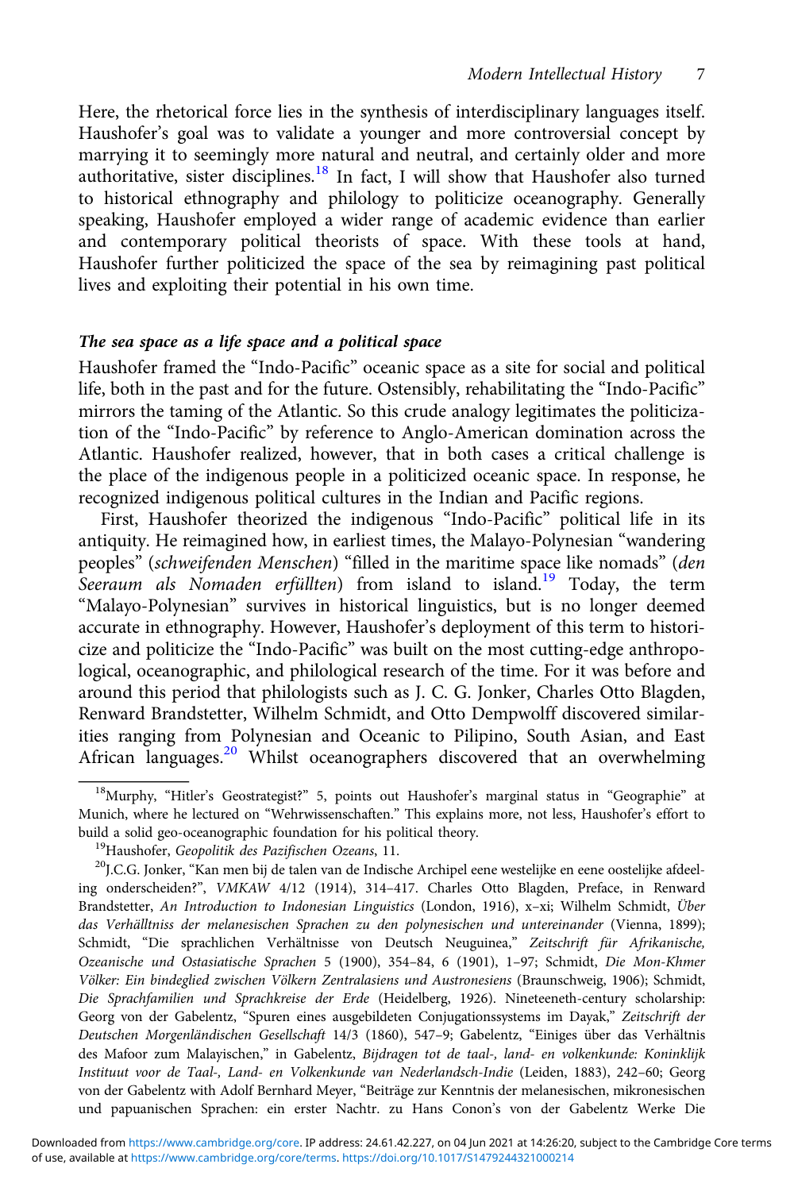Here, the rhetorical force lies in the synthesis of interdisciplinary languages itself. Haushofer's goal was to validate a younger and more controversial concept by marrying it to seemingly more natural and neutral, and certainly older and more authoritative, sister disciplines.[18] In fact, I will show that Haushofer also turned to historical ethnography and philology to politicize oceanography. Generally speaking, Haushofer employed a wider range of academic evidence than earlier and contemporary political theorists of space. With these tools at hand, Haushofer further politicized the space of the sea by reimagining past political lives and exploiting their potential in his own time.

### *The sea space as a life space and a political space*

Haushofer framed the "Indo-Pacific" oceanic space as a site for social and political life, both in the past and for the future. Ostensibly, rehabilitating the "Indo-Pacific" mirrors the taming of the Atlantic. So this crude analogy legitimates the politicization of the "Indo-Pacific" by reference to Anglo-American domination across the Atlantic. Haushofer realized, however, that in both cases a critical challenge is the place of the indigenous people in a politicized oceanic space. In response, he recognized indigenous political cultures in the Indian and Pacific regions.

First, Haushofer theorized the indigenous "Indo-Pacific" political life in its antiquity. He reimagined how, in earliest times, the Malayo-Polynesian "wandering peoples" (*schweifenden Menschen*) "filled in the maritime space like nomads" (*den Seeraum als Nomaden erfüllten*) from island to island.[19] Today, the term "Malayo-Polynesian" survives in historical linguistics, but is no longer deemed accurate in ethnography. However, Haushofer's deployment of this term to historicize and politicize the "Indo-Pacific" was built on the most cutting-edge anthropological, oceanographic, and philological research of the time. For it was before and around this period that philologists such as J. C. G. Jonker, Charles Otto Blagden, Renward Brandstetter, Wilhelm Schmidt, and Otto Dempwolff discovered similarities ranging from Polynesian and Oceanic to Pilipino, South Asian, and East African languages.[20] Whilst oceanographers discovered that an overwhelming

---

[18] Murphy, "Hitler's Geostrategist?" 5, points out Haushofer's marginal status in "Geographie" at Munich, where he lectured on "Wehrwissenschaften." This explains more, not less, Haushofer's effort to build a solid geo-oceanographic foundation for his political theory.

[19] Haushofer, *Geopolitik des Pazifischen Ozeans*, 11.

[20] J.C.G. Jonker, "Kan men bij de talen van de Indische Archipel eene westelijke en eene oostelijke afdeeling onderscheiden?", *VMKAW* 4/12 (1914), 314–417. Charles Otto Blagden, Preface, in Renward Brandstetter, *An Introduction to Indonesian Linguistics* (London, 1916), x–xi; Wilhelm Schmidt, *Über das Verhälltniss der melanesischen Sprachen zu den polynesischen und untereinander* (Vienna, 1899); Schmidt, "Die sprachlichen Verhältnisse von Deutsch Neuguinea," *Zeitschrift für Afrikanische, Ozeanische und Ostasiatische Sprachen* 5 (1900), 354–84, 6 (1901), 1–97; Schmidt, *Die Mon-Khmer Völker: Ein bindeglied zwischen Völkern Zentralasiens und Austronesiens* (Braunschweig, 1906); Schmidt, *Die Sprachfamilien und Sprachkreise der Erde* (Heidelberg, 1926). Nineteenth-century scholarship: Georg von der Gabelentz, "Spuren eines ausgebildeten Conjugationssystems im Dayak," *Zeitschrift der Deutschen Morgenländischen Gesellschaft* 14/3 (1860), 547–9; Gabelentz, "Einiges über das Verhältnis des Mafoor zum Malayischen," in Gabelentz, *Bijdragen tot de taal-, land- en volkenkunde: Koninklijk Instituut voor de Taal-, Land- en Volkenkunde van Nederlandsch-Indie* (Leiden, 1883), 242–60; Georg von der Gabelentz with Adolf Bernhard Meyer, "Beiträge zur Kenntnis der melanesischen, mikronesischen und papuanischen Sprachen: ein erster Nachtr. zu Hans Conon's von der Gabelentz Werke Die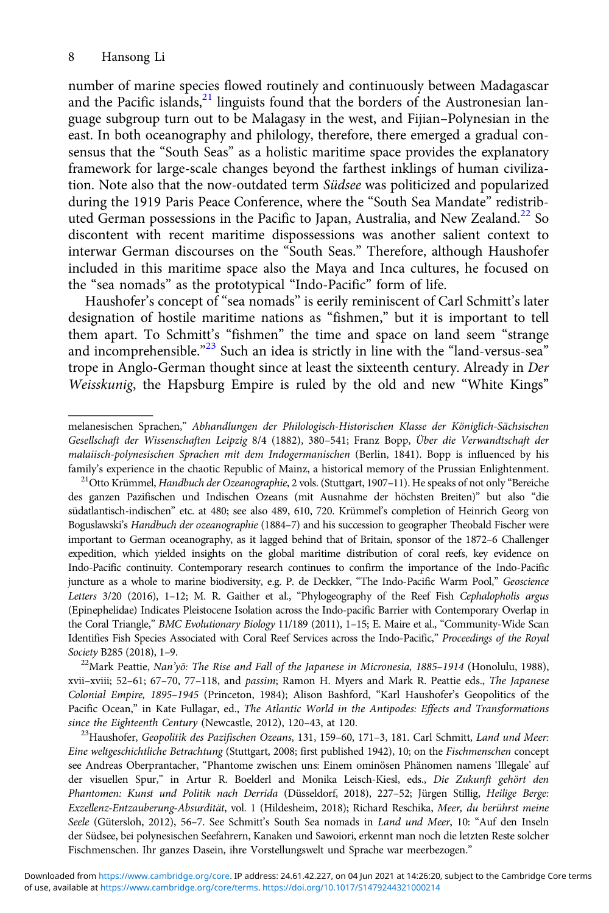number of marine species flowed routinely and continuously between Madagascar and the Pacific islands,[21] linguists found that the borders of the Austronesian language subgroup turn out to be Malagasy in the west, and Fijian–Polynesian in the east. In both oceanography and philology, therefore, there emerged a gradual consensus that the "South Seas" as a holistic maritime space provides the explanatory framework for large-scale changes beyond the farthest inklings of human civilization. Note also that the now-outdated term *Südsee* was politicized and popularized during the 1919 Paris Peace Conference, where the "South Sea Mandate" redistributed German possessions in the Pacific to Japan, Australia, and New Zealand.[22] So discontent with recent maritime dispossessions was another salient context to interwar German discourses on the "South Seas." Therefore, although Haushofer included in this maritime space also the Maya and Inca cultures, he focused on the "sea nomads" as the prototypical "Indo-Pacific" form of life.

Haushofer's concept of "sea nomads" is eerily reminiscent of Carl Schmitt's later designation of hostile maritime nations as "fishmen," but it is important to tell them apart. To Schmitt's "fishmen" the time and space on land seem "strange and incomprehensible."[23] Such an idea is strictly in line with the "land-versus-sea" trope in Anglo-German thought since at least the sixteenth century. Already in *Der Weisskunig*, the Hapsburg Empire is ruled by the old and new "White Kings"

---

melanesischen Sprachen," *Abhandlungen der Philologisch-Historischen Klasse der Königlich-Sächsischen Gesellschaft der Wissenschaften Leipzig* 8/4 (1882), 380–541; Franz Bopp, *Über die Verwandtschaft der malaiisch-polynesischen Sprachen mit dem Indogermanischen* (Berlin, 1841). Bopp is influenced by his family's experience in the chaotic Republic of Mainz, a historical memory of the Prussian Enlightenment.

[21] Otto Krümmel, *Handbuch der Ozeanographie*, 2 vols. (Stuttgart, 1907–11). He speaks of not only "Bereiche des ganzen Pazifischen und Indischen Ozeans (mit Ausnahme der höchsten Breiten)" but also "die südatlantisch-indischen" etc. at 480; see also 489, 610, 720. Krümmel's completion of Heinrich Georg von Boguslawski's *Handbuch der ozeanographie* (1884–7) and his succession to geographer Theobald Fischer were important to German oceanography, as it lagged behind that of Britain, sponsor of the 1872–6 Challenger expedition, which yielded insights on the global maritime distribution of coral reefs, key evidence on Indo-Pacific continuity. Contemporary research continues to confirm the importance of the Indo-Pacific juncture as a whole to marine biodiversity, e.g. P. de Deckker, "The Indo-Pacific Warm Pool," *Geoscience Letters* 3/20 (2016), 1–12; M. R. Gaither et al., "Phylogeography of the Reef Fish *Cephalopholis argus* (Epinephelidae) Indicates Pleistocene Isolation across the Indo-pacific Barrier with Contemporary Overlap in the Coral Triangle," *BMC Evolutionary Biology* 11/189 (2011), 1–15; E. Maire et al., "Community-Wide Scan Identifies Fish Species Associated with Coral Reef Services across the Indo-Pacific," *Proceedings of the Royal Society* B285 (2018), 1–9.

[22] Mark Peattie, *Nan'yō: The Rise and Fall of the Japanese in Micronesia, 1885–1914* (Honolulu, 1988), xvii–xviii; 52–61; 67–70, 77–118, and *passim*; Ramon H. Myers and Mark R. Peattie eds., *The Japanese Colonial Empire, 1895–1945* (Princeton, 1984); Alison Bashford, "Karl Haushofer's Geopolitics of the Pacific Ocean," in Kate Fullagar, ed., *The Atlantic World in the Antipodes: Effects and Transformations since the Eighteenth Century* (Newcastle, 2012), 120–43, at 120.

[23] Haushofer, *Geopolitik des Pazifischen Ozeans*, 131, 159–60, 171–3, 181. Carl Schmitt, *Land und Meer: Eine weltgeschichtliche Betrachtung* (Stuttgart, 2008; first published 1942), 10; on the *Fischmenschen* concept see Andreas Oberprantacher, "Phantome zwischen uns: Einem ominösen Phänomen namens 'Illegale' auf der visuellen Spur," in Artur R. Boelderl and Monika Leisch-Kiesl, eds., *Die Zukunft gehört den Phantomen: Kunst und Politik nach Derrida* (Düsseldorf, 2018), 227–52; Jürgen Stillig, *Heilige Berge: Exzellenz-Entzauberung-Absurdität*, vol. 1 (Hildesheim, 2018); Richard Reschika, *Meer, du berührst meine Seele* (Gütersloh, 2012), 56–7. See Schmitt's South Sea nomads in *Land und Meer*, 10: "Auf den Inseln der Südsee, bei polynesischen Seefahrern, Kanaken und Sawoiori, erkennt man noch die letzten Reste solcher Fischmenschen. Ihr ganzes Dasein, ihre Vorstellungswelt und Sprache war meerbezogen."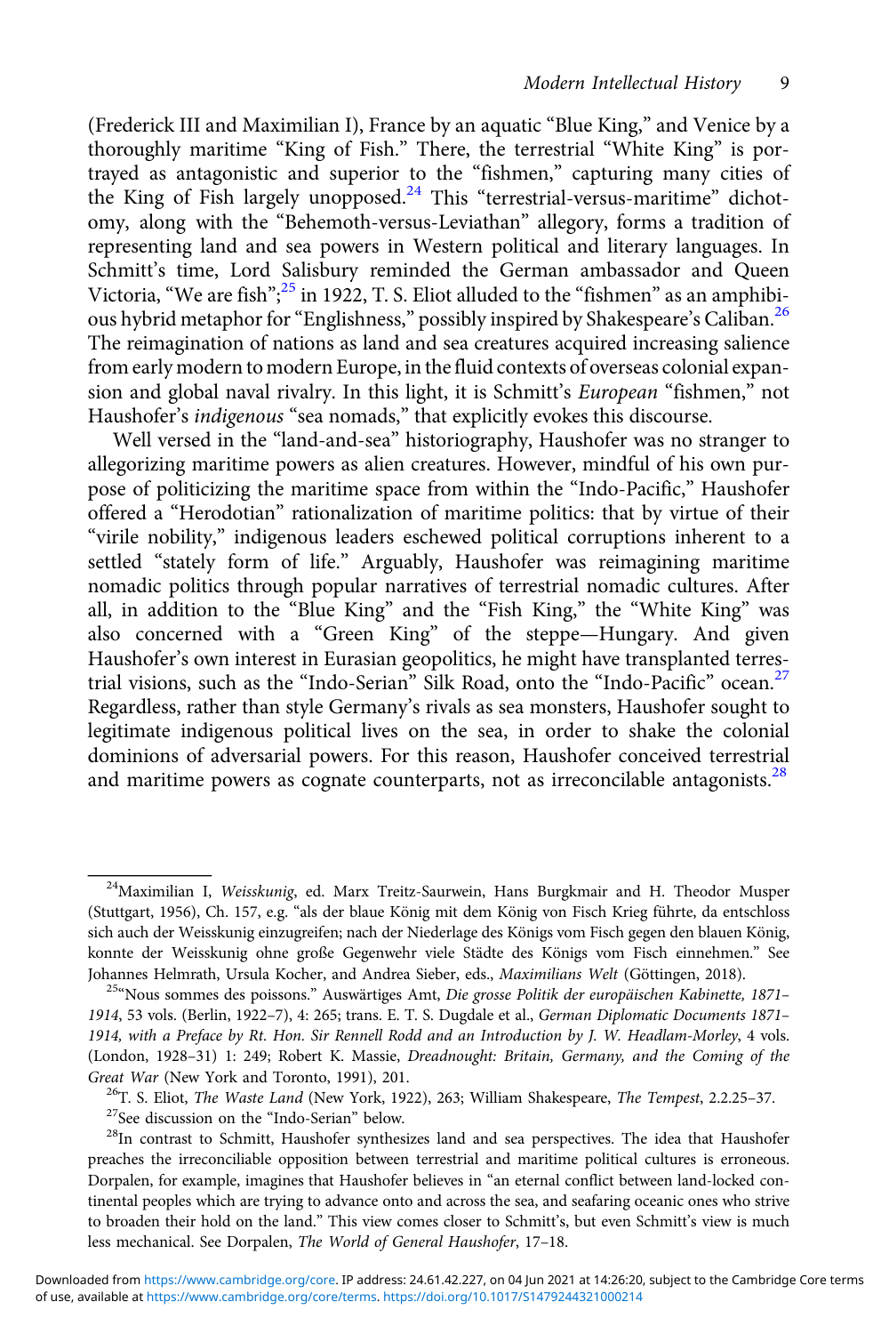(Frederick III and Maximilian I), France by an aquatic "Blue King," and Venice by a thoroughly maritime "King of Fish." There, the terrestrial "White King" is portrayed as antagonistic and superior to the "fishmen," capturing many cities of the King of Fish largely unopposed.[24] This "terrestrial-versus-maritime" dichotomy, along with the "Behemoth-versus-Leviathan" allegory, forms a tradition of representing land and sea powers in Western political and literary languages. In Schmitt's time, Lord Salisbury reminded the German ambassador and Queen Victoria, "We are fish";[25] in 1922, T. S. Eliot alluded to the "fishmen" as an amphibious hybrid metaphor for "Englishness," possibly inspired by Shakespeare's Caliban.[26] The reimagination of nations as land and sea creatures acquired increasing salience from early modern to modern Europe, in the fluid contexts of overseas colonial expansion and global naval rivalry. In this light, it is Schmitt's *European* "fishmen," not Haushofer's *indigenous* "sea nomads," that explicitly evokes this discourse.

Well versed in the "land-and-sea" historiography, Haushofer was no stranger to allegorizing maritime powers as alien creatures. However, mindful of his own purpose of politicizing the maritime space from within the "Indo-Pacific," Haushofer offered a "Herodotian" rationalization of maritime politics: that by virtue of their "virile nobility," indigenous leaders eschewed political corruptions inherent to a settled "stately form of life." Arguably, Haushofer was reimagining maritime nomadic politics through popular narratives of terrestrial nomadic cultures. After all, in addition to the "Blue King" and the "Fish King," the "White King" was also concerned with a "Green King" of the steppe—Hungary. And given Haushofer's own interest in Eurasian geopolitics, he might have transplanted terrestrial visions, such as the "Indo-Serian" Silk Road, onto the "Indo-Pacific" ocean.[27] Regardless, rather than style Germany's rivals as sea monsters, Haushofer sought to legitimate indigenous political lives on the sea, in order to shake the colonial dominions of adversarial powers. For this reason, Haushofer conceived terrestrial and maritime powers as cognate counterparts, not as irreconcilable antagonists.[28]

---

[24] Maximilian I, *Weisskunig*, ed. Marx Treitz-Saurwein, Hans Burgkmair and H. Theodor Musper (Stuttgart, 1956), Ch. 157, e.g. "als der blaue König mit dem König von Fisch Krieg führte, da entschloss sich auch der Weisskunig einzugreifen; nach der Niederlage des Königs vom Fisch gegen den blauen König, konnte der Weisskunig ohne große Gegenwehr viele Städte des Königs vom Fisch einnehmen." See Johannes Helmrath, Ursula Kocher, and Andrea Sieber, eds., *Maximilians Welt* (Göttingen, 2018).

[25] "Nous sommes des poissons." Auswärtiges Amt, *Die grosse Politik der europäischen Kabinette, 1871–1914*, 53 vols. (Berlin, 1922–7), 4: 265; trans. E. T. S. Dugdale et al., *German Diplomatic Documents 1871–1914, with a Preface by Rt. Hon. Sir Rennell Rodd and an Introduction by J. W. Headlam-Morley*, 4 vols. (London, 1928–31) 1: 249; Robert K. Massie, *Dreadnought: Britain, Germany, and the Coming of the Great War* (New York and Toronto, 1991), 201.

[26] T. S. Eliot, *The Waste Land* (New York, 1922), 263; William Shakespeare, *The Tempest*, 2.2.25–37.

[27] See discussion on the "Indo-Serian" below.

[28] In contrast to Schmitt, Haushofer synthesizes land and sea perspectives. The idea that Haushofer preaches the irreconciliable opposition between terrestrial and maritime political cultures is erroneous. Dorpalen, for example, imagines that Haushofer believes in "an eternal conflict between land-locked continental peoples which are trying to advance onto and across the sea, and seafaring oceanic ones who strive to broaden their hold on the land." This view comes closer to Schmitt's, but even Schmitt's view is much less mechanical. See Dorpalen, *The World of General Haushofer*, 17–18.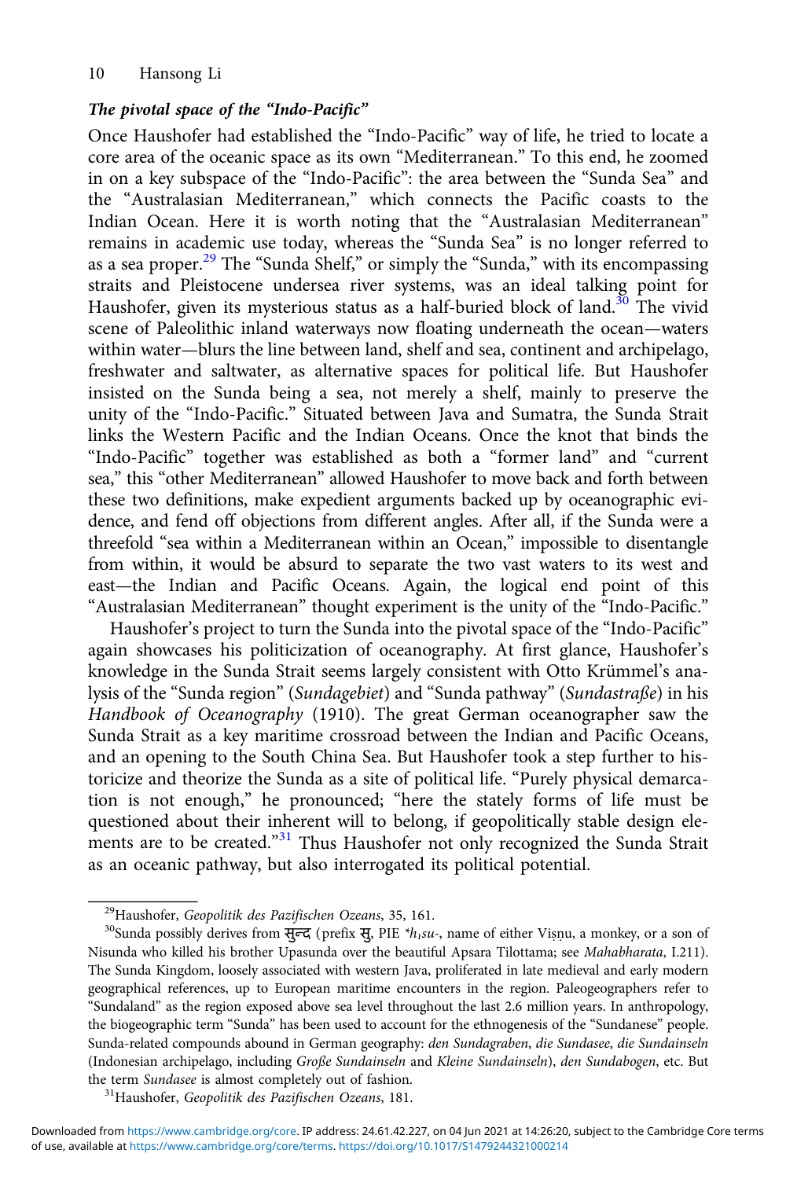### *The pivotal space of the "Indo-Pacific"*

Once Haushofer had established the "Indo-Pacific" way of life, he tried to locate a core area of the oceanic space as its own "Mediterranean." To this end, he zoomed in on a key subspace of the "Indo-Pacific": the area between the "Sunda Sea" and the "Australasian Mediterranean," which connects the Pacific coasts to the Indian Ocean. Here it is worth noting that the "Australasian Mediterranean" remains in academic use today, whereas the "Sunda Sea" is no longer referred to as a sea proper.[29] The "Sunda Shelf," or simply the "Sunda," with its encompassing straits and Pleistocene undersea river systems, was an ideal talking point for Haushofer, given its mysterious status as a half-buried block of land.[30] The vivid scene of Paleolithic inland waterways now floating underneath the ocean—waters within water—blurs the line between land, shelf and sea, continent and archipelago, freshwater and saltwater, as alternative spaces for political life. But Haushofer insisted on the Sunda being a sea, not merely a shelf, mainly to preserve the unity of the "Indo-Pacific." Situated between Java and Sumatra, the Sunda Strait links the Western Pacific and the Indian Oceans. Once the knot that binds the "Indo-Pacific" together was established as both a "former land" and "current sea," this "other Mediterranean" allowed Haushofer to move back and forth between these two definitions, make expedient arguments backed up by oceanographic evidence, and fend off objections from different angles. After all, if the Sunda were a threefold "sea within a Mediterranean within an Ocean," impossible to disentangle from within, it would be absurd to separate the two vast waters to its west and east—the Indian and Pacific Oceans. Again, the logical end point of this "Australasian Mediterranean" thought experiment is the unity of the "Indo-Pacific."

Haushofer's project to turn the Sunda into the pivotal space of the "Indo-Pacific" again showcases his politicization of oceanography. At first glance, Haushofer's knowledge in the Sunda Strait seems largely consistent with Otto Krümmel's analysis of the "Sunda region" (*Sundagebiet*) and "Sunda pathway" (*Sundastraße*) in his *Handbook of Oceanography* (1910). The great German oceanographer saw the Sunda Strait as a key maritime crossroad between the Indian and Pacific Oceans, and an opening to the South China Sea. But Haushofer took a step further to historicize and theorize the Sunda as a site of political life. "Purely physical demarcation is not enough," he pronounced; "here the stately forms of life must be questioned about their inherent will to belong, if geopolitically stable design elements are to be created."[31] Thus Haushofer not only recognized the Sunda Strait as an oceanic pathway, but also interrogated its political potential.

---

[29] Haushofer, *Geopolitik des Pazifischen Ozeans*, 35, 161.

[30] Sunda possibly derives from सुन्द (prefix सु, PIE *$h_1$su-*, name of either Viṣṇu, a monkey, or a son of Nisunda who killed his brother Upasunda over the beautiful Apsara Tilottama; see *Mahabharata*, I.211). The Sunda Kingdom, loosely associated with western Java, proliferated in late medieval and early modern geographical references, up to European maritime encounters in the region. Paleogeographers refer to "Sundaland" as the region exposed above sea level throughout the last 2.6 million years. In anthropology, the biogeographic term "Sunda" has been used to account for the ethnogenesis of the "Sundanese" people. Sunda-related compounds abound in German geography: *den Sundagraben*, *die Sundasee*, *die Sundainseln* (Indonesian archipelago, including *Große Sundainseln* and *Kleine Sundainseln*), *den Sundabogen*, etc. But the term *Sundasee* is almost completely out of fashion.

[31] Haushofer, *Geopolitik des Pazifischen Ozeans*, 181.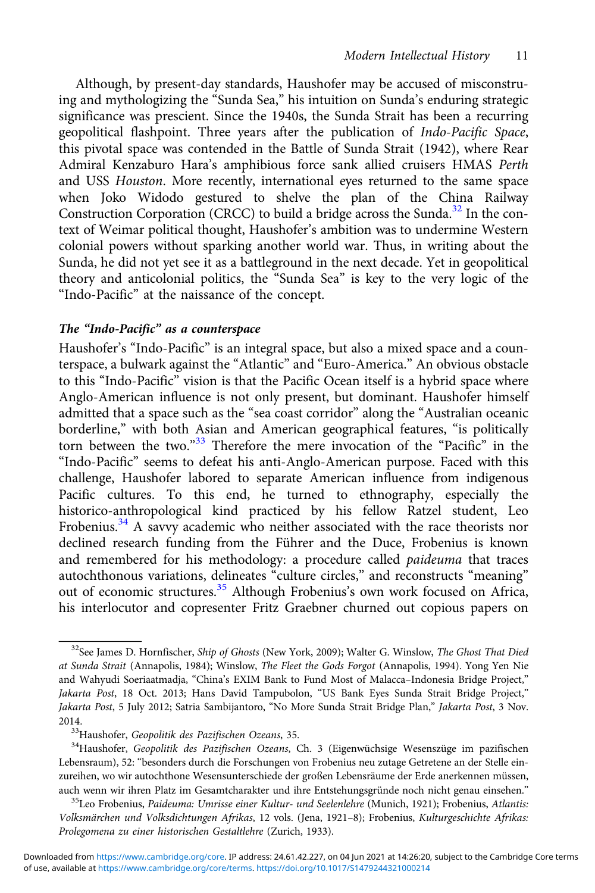Although, by present-day standards, Haushofer may be accused of misconstruing and mythologizing the "Sunda Sea," his intuition on Sunda's enduring strategic significance was prescient. Since the 1940s, the Sunda Strait has been a recurring geopolitical flashpoint. Three years after the publication of *Indo-Pacific Space*, this pivotal space was contended in the Battle of Sunda Strait (1942), where Rear Admiral Kenzaburo Hara's amphibious force sank allied cruisers HMAS *Perth* and USS *Houston*. More recently, international eyes returned to the same space when Joko Widodo gestured to shelve the plan of the China Railway Construction Corporation (CRCC) to build a bridge across the Sunda.[32] In the context of Weimar political thought, Haushofer's ambition was to undermine Western colonial powers without sparking another world war. Thus, in writing about the Sunda, he did not yet see it as a battleground in the next decade. Yet in geopolitical theory and anticolonial politics, the "Sunda Sea" is key to the very logic of the "Indo-Pacific" at the naissance of the concept.

### The "Indo-Pacific" as a counterspace

Haushofer's "Indo-Pacific" is an integral space, but also a mixed space and a counterspace, a bulwark against the "Atlantic" and "Euro-America." An obvious obstacle to this "Indo-Pacific" vision is that the Pacific Ocean itself is a hybrid space where Anglo-American influence is not only present, but dominant. Haushofer himself admitted that a space such as the "sea coast corridor" along the "Australian oceanic borderline," with both Asian and American geographical features, "is politically torn between the two."[33] Therefore the mere invocation of the "Pacific" in the "Indo-Pacific" seems to defeat his anti-Anglo-American purpose. Faced with this challenge, Haushofer labored to separate American influence from indigenous Pacific cultures. To this end, he turned to ethnography, especially the historico-anthropological kind practiced by his fellow Ratzel student, Leo Frobenius.[34] A savvy academic who neither associated with the race theorists nor declined research funding from the Führer and the Duce, Frobenius is known and remembered for his methodology: a procedure called *paideuma* that traces autochthonous variations, delineates "culture circles," and reconstructs "meaning" out of economic structures.[35] Although Frobenius's own work focused on Africa, his interlocutor and copresenter Fritz Graebner churned out copious papers on

---

[32] See James D. Hornfischer, *Ship of Ghosts* (New York, 2009); Walter G. Winslow, *The Ghost That Died at Sunda Strait* (Annapolis, 1984); Winslow, *The Fleet the Gods Forgot* (Annapolis, 1994). Yong Yen Nie and Wahyudi Soeriaatmadja, "China's EXIM Bank to Fund Most of Malacca–Indonesia Bridge Project," *Jakarta Post*, 18 Oct. 2013; Hans David Tampubolon, "US Bank Eyes Sunda Strait Bridge Project," *Jakarta Post*, 5 July 2012; Satria Sambijantoro, "No More Sunda Strait Bridge Plan," *Jakarta Post*, 3 Nov. 2014.

[33] Haushofer, *Geopolitik des Pazifischen Ozeans*, 35.

[34] Haushofer, *Geopolitik des Pazifischen Ozeans*, Ch. 3 (Eigenwüchsige Wesenszüge im pazifischen Lebensraum), 52: "besonders durch die Forschungen von Frobenius neu zutage Getretene an der Stelle einzureihen, wo wir autochthone Wesensunterschiede der großen Lebensräume der Erde anerkennen müssen, auch wenn wir ihren Platz im Gesamtcharakter und ihre Entstehungsgründe noch nicht genau einsehen."

[35] Leo Frobenius, *Paideuma: Umrisse einer Kultur- und Seelenlehre* (Munich, 1921); Frobenius, *Atlantis: Volksmärchen und Volksdichtungen Afrikas*, 12 vols. (Jena, 1921–8); Frobenius, *Kulturgeschichte Afrikas: Prolegomena zu einer historischen Gestaltlehre* (Zurich, 1933).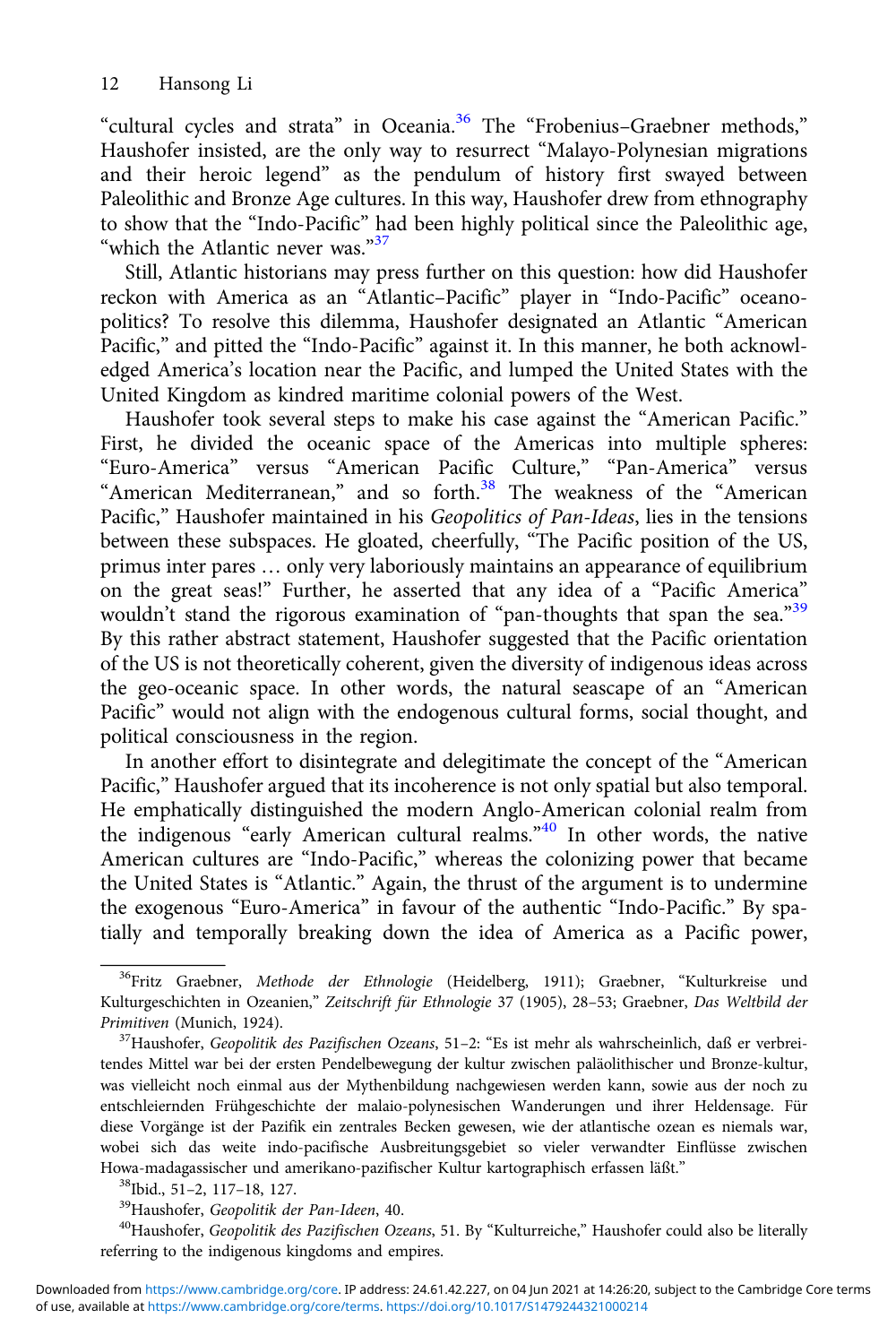"cultural cycles and strata" in Oceania.[36] The "Frobenius–Graebner methods," Haushofer insisted, are the only way to resurrect "Malayo-Polynesian migrations and their heroic legend" as the pendulum of history first swayed between Paleolithic and Bronze Age cultures. In this way, Haushofer drew from ethnography to show that the "Indo-Pacific" had been highly political since the Paleolithic age, "which the Atlantic never was."[37]

Still, Atlantic historians may press further on this question: how did Haushofer reckon with America as an "Atlantic–Pacific" player in "Indo-Pacific" oceanopolitics? To resolve this dilemma, Haushofer designated an Atlantic "American Pacific," and pitted the "Indo-Pacific" against it. In this manner, he both acknowledged America's location near the Pacific, and lumped the United States with the United Kingdom as kindred maritime colonial powers of the West.

Haushofer took several steps to make his case against the "American Pacific." First, he divided the oceanic space of the Americas into multiple spheres: "Euro-America" versus "American Pacific Culture," "Pan-America" versus "American Mediterranean," and so forth.[38] The weakness of the "American Pacific," Haushofer maintained in his *Geopolitics of Pan-Ideas*, lies in the tensions between these subspaces. He gloated, cheerfully, "The Pacific position of the US, primus inter pares … only very laboriously maintains an appearance of equilibrium on the great seas!" Further, he asserted that any idea of a "Pacific America" wouldn't stand the rigorous examination of "pan-thoughts that span the sea."[39] By this rather abstract statement, Haushofer suggested that the Pacific orientation of the US is not theoretically coherent, given the diversity of indigenous ideas across the geo-oceanic space. In other words, the natural seascape of an "American Pacific" would not align with the endogenous cultural forms, social thought, and political consciousness in the region.

In another effort to disintegrate and delegitimate the concept of the "American Pacific," Haushofer argued that its incoherence is not only spatial but also temporal. He emphatically distinguished the modern Anglo-American colonial realm from the indigenous "early American cultural realms."[40] In other words, the native American cultures are "Indo-Pacific," whereas the colonizing power that became the United States is "Atlantic." Again, the thrust of the argument is to undermine the exogenous "Euro-America" in favour of the authentic "Indo-Pacific." By spatially and temporally breaking down the idea of America as a Pacific power,

---

[36] Fritz Graebner, *Methode der Ethnologie* (Heidelberg, 1911); Graebner, "Kulturkreise und Kulturgeschichten in Ozeanien," *Zeitschrift für Ethnologie* 37 (1905), 28–53; Graebner, *Das Weltbild der Primitiven* (Munich, 1924).

[37] Haushofer, *Geopolitik des Pazifischen Ozeans*, 51–2: "Es ist mehr als wahrscheinlich, daß er verbreitendes Mittel war bei der ersten Pendelbewegung der kultur zwischen paläolithischer und Bronze-kultur, was vielleicht noch einmal aus der Mythenbildung nachgewiesen werden kann, sowie aus der noch zu entschleiernden Frühgeschichte der malaio-polynesischen Wanderungen und ihrer Heldensage. Für diese Vorgänge ist der Pazifik ein zentrales Becken gewesen, wie der atlantische ozean es niemals war, wobei sich das weite indo-pacifische Ausbreitungsgebiet so vieler verwandter Einflüsse zwischen Howa-madagassischer und amerikano-pazifischer Kultur kartographisch erfassen läßt."

[38] Ibid., 51–2, 117–18, 127.

[39] Haushofer, *Geopolitik der Pan-Ideen*, 40.

[40] Haushofer, *Geopolitik des Pazifischen Ozeans*, 51. By "Kulturreiche," Haushofer could also be literally referring to the indigenous kingdoms and empires.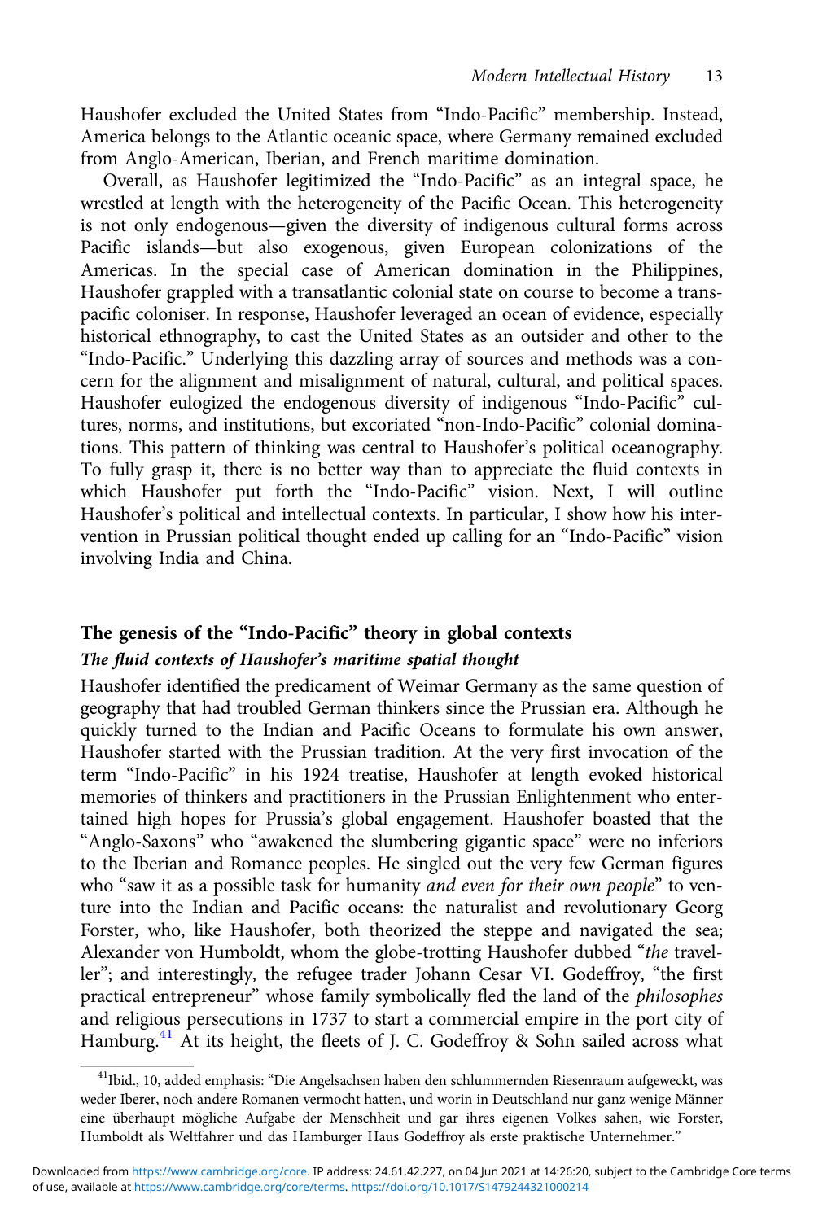Haushofer excluded the United States from "Indo-Pacific" membership. Instead, America belongs to the Atlantic oceanic space, where Germany remained excluded from Anglo-American, Iberian, and French maritime domination.

Overall, as Haushofer legitimized the "Indo-Pacific" as an integral space, he wrestled at length with the heterogeneity of the Pacific Ocean. This heterogeneity is not only endogenous—given the diversity of indigenous cultural forms across Pacific islands—but also exogenous, given European colonizations of the Americas. In the special case of American domination in the Philippines, Haushofer grappled with a transatlantic colonial state on course to become a transpacific coloniser. In response, Haushofer leveraged an ocean of evidence, especially historical ethnography, to cast the United States as an outsider and other to the "Indo-Pacific." Underlying this dazzling array of sources and methods was a concern for the alignment and misalignment of natural, cultural, and political spaces. Haushofer eulogized the endogenous diversity of indigenous "Indo-Pacific" cultures, norms, and institutions, but excoriated "non-Indo-Pacific" colonial dominations. This pattern of thinking was central to Haushofer's political oceanography. To fully grasp it, there is no better way than to appreciate the fluid contexts in which Haushofer put forth the "Indo-Pacific" vision. Next, I will outline Haushofer's political and intellectual contexts. In particular, I show how his intervention in Prussian political thought ended up calling for an "Indo-Pacific" vision involving India and China.

## The genesis of the "Indo-Pacific" theory in global contexts

### *The fluid contexts of Haushofer's maritime spatial thought*

Haushofer identified the predicament of Weimar Germany as the same question of geography that had troubled German thinkers since the Prussian era. Although he quickly turned to the Indian and Pacific Oceans to formulate his own answer, Haushofer started with the Prussian tradition. At the very first invocation of the term "Indo-Pacific" in his 1924 treatise, Haushofer at length evoked historical memories of thinkers and practitioners in the Prussian Enlightenment who entertained high hopes for Prussia's global engagement. Haushofer boasted that the "Anglo-Saxons" who "awakened the slumbering gigantic space" were no inferiors to the Iberian and Romance peoples. He singled out the very few German figures who "saw it as a possible task for humanity *and even for their own people*" to venture into the Indian and Pacific oceans: the naturalist and revolutionary Georg Forster, who, like Haushofer, both theorized the steppe and navigated the sea; Alexander von Humboldt, whom the globe-trotting Haushofer dubbed "*the* traveller"; and interestingly, the refugee trader Johann Cesar VI. Godeffroy, "the first practical entrepreneur" whose family symbolically fled the land of the *philosophes* and religious persecutions in 1737 to start a commercial empire in the port city of Hamburg.[41] At its height, the fleets of J. C. Godeffroy & Sohn sailed across what

[41]Ibid., 10, added emphasis: "Die Angelsachsen haben den schlummernden Riesenraum aufgeweckt, was weder Iberer, noch andere Romanen vermocht hatten, und worin in Deutschland nur ganz wenige Männer eine überhaupt mögliche Aufgabe der Menschheit und gar ihres eigenen Volkes sahen, wie Forster, Humboldt als Weltfahrer und das Hamburger Haus Godeffroy als erste praktische Unternehmer."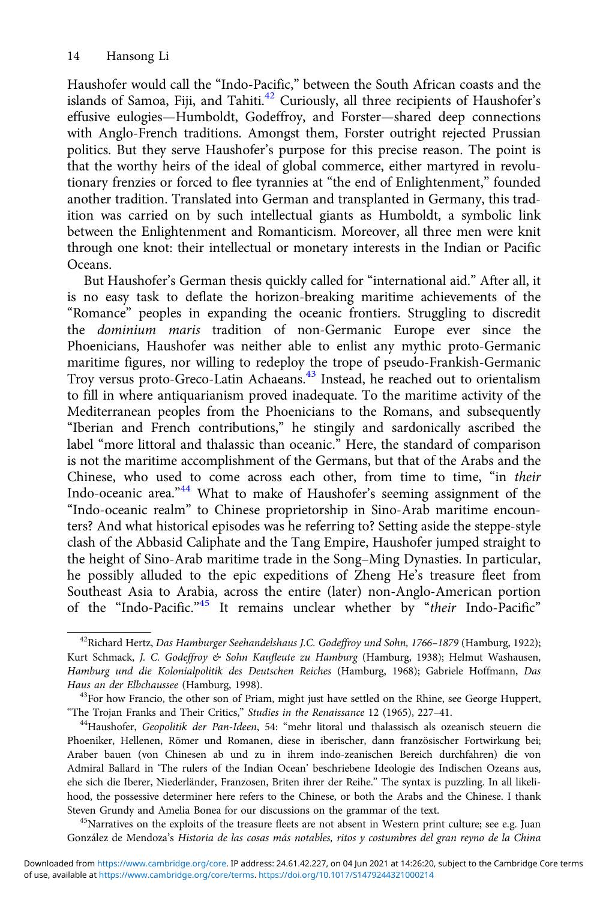Haushofer would call the "Indo-Pacific," between the South African coasts and the islands of Samoa, Fiji, and Tahiti.[42] Curiously, all three recipients of Haushofer's effusive eulogies—Humboldt, Godeffroy, and Forster—shared deep connections with Anglo-French traditions. Amongst them, Forster outright rejected Prussian politics. But they serve Haushofer's purpose for this precise reason. The point is that the worthy heirs of the ideal of global commerce, either martyred in revolutionary frenzies or forced to flee tyrannies at "the end of Enlightenment," founded another tradition. Translated into German and transplanted in Germany, this tradition was carried on by such intellectual giants as Humboldt, a symbolic link between the Enlightenment and Romanticism. Moreover, all three men were knit through one knot: their intellectual or monetary interests in the Indian or Pacific Oceans.

But Haushofer's German thesis quickly called for "international aid." After all, it is no easy task to deflate the horizon-breaking maritime achievements of the "Romance" peoples in expanding the oceanic frontiers. Struggling to discredit the *dominium maris* tradition of non-Germanic Europe ever since the Phoenicians, Haushofer was neither able to enlist any mythic proto-Germanic maritime figures, nor willing to redeploy the trope of pseudo-Frankish-Germanic Troy versus proto-Greco-Latin Achaeans.[43] Instead, he reached out to orientalism to fill in where antiquarianism proved inadequate. To the maritime activity of the Mediterranean peoples from the Phoenicians to the Romans, and subsequently "Iberian and French contributions," he stingily and sardonically ascribed the label "more littoral and thalassic than oceanic." Here, the standard of comparison is not the maritime accomplishment of the Germans, but that of the Arabs and the Chinese, who used to come across each other, from time to time, "in *their* Indo-oceanic area."[44] What to make of Haushofer's seeming assignment of the "Indo-oceanic realm" to Chinese proprietorship in Sino-Arab maritime encounters? And what historical episodes was he referring to? Setting aside the steppe-style clash of the Abbasid Caliphate and the Tang Empire, Haushofer jumped straight to the height of Sino-Arab maritime trade in the Song–Ming Dynasties. In particular, he possibly alluded to the epic expeditions of Zheng He's treasure fleet from Southeast Asia to Arabia, across the entire (later) non-Anglo-American portion of the "Indo-Pacific."[45] It remains unclear whether by "*their* Indo-Pacific"

---

[42] Richard Hertz, *Das Hamburger Seehandelshaus J.C. Godeffroy und Sohn, 1766–1879* (Hamburg, 1922); Kurt Schmack, *J. C. Godeffroy & Sohn Kaufleute zu Hamburg* (Hamburg, 1938); Helmut Washausen, *Hamburg und die Kolonialpolitik des Deutschen Reiches* (Hamburg, 1968); Gabriele Hoffmann, *Das Haus an der Elbchaussee* (Hamburg, 1998).

[43] For how Francio, the other son of Priam, might just have settled on the Rhine, see George Huppert, "The Trojan Franks and Their Critics," *Studies in the Renaissance* 12 (1965), 227–41.

[44] Haushofer, *Geopolitik der Pan-Ideen*, 54: "mehr litoral und thalassisch als ozeanisch steuern die Phoeniker, Hellenen, Römer und Romanen, diese in iberischer, dann französischer Fortwirkung bei; Araber bauen (von Chinesen ab und zu in ihrem indo-zeanischen Bereich durchfahren) die von Admiral Ballard in 'The rulers of the Indian Ocean' beschriebene Ideologie des Indischen Ozeans aus, ehe sich die Iberer, Niederländer, Franzosen, Briten ihrer Reihe." The syntax is puzzling. In all likelihood, the possessive determiner here refers to the Chinese, or both the Arabs and the Chinese. I thank Steven Grundy and Amelia Bonea for our discussions on the grammar of the text.

[45] Narratives on the exploits of the treasure fleets are not absent in Western print culture; see e.g. Juan González de Mendoza's *Historia de las cosas más notables, ritos y costumbres del gran reyno de la China*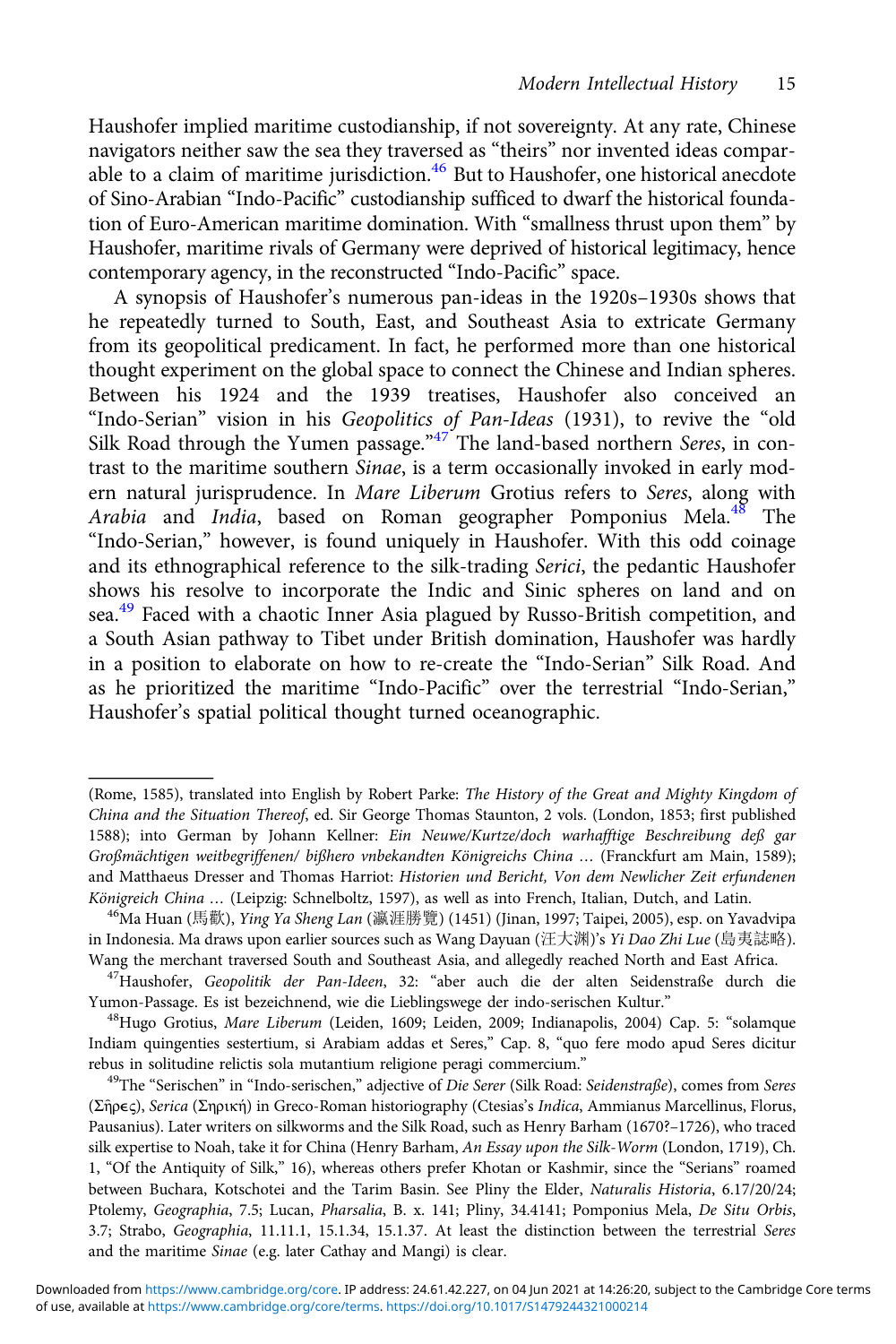Haushofer implied maritime custodianship, if not sovereignty. At any rate, Chinese navigators neither saw the sea they traversed as "theirs" nor invented ideas comparable to a claim of maritime jurisdiction.[46] But to Haushofer, one historical anecdote of Sino-Arabian "Indo-Pacific" custodianship sufficed to dwarf the historical foundation of Euro-American maritime domination. With "smallness thrust upon them" by Haushofer, maritime rivals of Germany were deprived of historical legitimacy, hence contemporary agency, in the reconstructed "Indo-Pacific" space.

A synopsis of Haushofer's numerous pan-ideas in the 1920s–1930s shows that he repeatedly turned to South, East, and Southeast Asia to extricate Germany from its geopolitical predicament. In fact, he performed more than one historical thought experiment on the global space to connect the Chinese and Indian spheres. Between his 1924 and the 1939 treatises, Haushofer also conceived an "Indo-Serian" vision in his *Geopolitics of Pan-Ideas* (1931), to revive the "old Silk Road through the Yumen passage."[47] The land-based northern *Seres*, in contrast to the maritime southern *Sinae*, is a term occasionally invoked in early modern natural jurisprudence. In *Mare Liberum* Grotius refers to *Seres*, along with *Arabia* and *India*, based on Roman geographer Pomponius Mela.[48] The "Indo-Serian," however, is found uniquely in Haushofer. With this odd coinage and its ethnographical reference to the silk-trading *Serici*, the pedantic Haushofer shows his resolve to incorporate the Indic and Sinic spheres on land and on sea.[49] Faced with a chaotic Inner Asia plagued by Russo-British competition, and a South Asian pathway to Tibet under British domination, Haushofer was hardly in a position to elaborate on how to re-create the "Indo-Serian" Silk Road. And as he prioritized the maritime "Indo-Pacific" over the terrestrial "Indo-Serian," Haushofer's spatial political thought turned oceanographic.

---

(Rome, 1585), translated into English by Robert Parke: *The History of the Great and Mighty Kingdom of China and the Situation Thereof*, ed. Sir George Thomas Staunton, 2 vols. (London, 1853; first published 1588); into German by Johann Kellner: *Ein Neuwe/Kurtze/doch warhafftige Beschreibung deß gar Großmächtigen weitbegriffenen/ bißhero vnbekandten Königreichs China …* (Franckfurt am Main, 1589); and Matthaeus Dresser and Thomas Harriot: *Historien und Bericht, Von dem Newlicher Zeit erfundenen Königreich China …* (Leipzig: Schnelboltz, 1597), as well as into French, Italian, Dutch, and Latin.

[46]Ma Huan (馬歡), *Ying Ya Sheng Lan* (瀛涯勝覽) (1451) (Jinan, 1997; Taipei, 2005), esp. on Yavadvipa in Indonesia. Ma draws upon earlier sources such as Wang Dayuan (汪大渊)'s *Yi Dao Zhi Lue* (島夷誌略). Wang the merchant traversed South and Southeast Asia, and allegedly reached North and East Africa.

[47]Haushofer, *Geopolitik der Pan-Ideen*, 32: "aber auch die der alten Seidenstraße durch die Yumon-Passage. Es ist bezeichnend, wie die Lieblingswege der indo-serischen Kultur."

[48]Hugo Grotius, *Mare Liberum* (Leiden, 1609; Leiden, 2009; Indianapolis, 2004) Cap. 5: "solamque Indiam quingenties sestertium, si Arabiam addas et Seres," Cap. 8, "quo fere modo apud Seres dicitur rebus in solitudine relictis sola mutantium religione peragi commercium."

[49]The "Serischen" in "Indo-serischen," adjective of *Die Serer* (Silk Road: *Seidenstraße*), comes from *Seres* (Σῆρες), *Serica* (Σηρική) in Greco-Roman historiography (Ctesias's *Indica*, Ammianus Marcellinus, Florus, Pausanius). Later writers on silkworms and the Silk Road, such as Henry Barham (1670?–1726), who traced silk expertise to Noah, take it for China (Henry Barham, *An Essay upon the Silk-Worm* (London, 1719), Ch. 1, "Of the Antiquity of Silk," 16), whereas others prefer Khotan or Kashmir, since the "Serians" roamed between Buchara, Kotschotei and the Tarim Basin. See Pliny the Elder, *Naturalis Historia*, 6.17/20/24; Ptolemy, *Geographia*, 7.5; Lucan, *Pharsalia*, B. x. 141; Pliny, 34.4141; Pomponius Mela, *De Situ Orbis*, 3.7; Strabo, *Geographia*, 11.11.1, 15.1.34, 15.1.37. At least the distinction between the terrestrial *Seres* and the maritime *Sinae* (e.g. later Cathay and Mangi) is clear.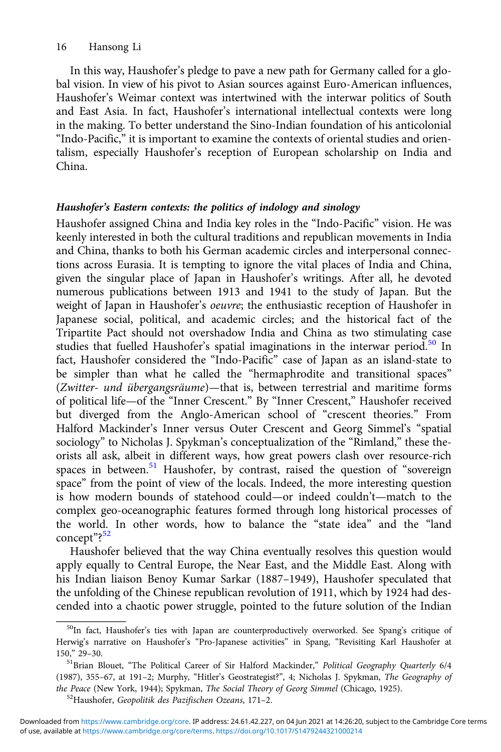In this way, Haushofer's pledge to pave a new path for Germany called for a global vision. In view of his pivot to Asian sources against Euro-American influences, Haushofer's Weimar context was intertwined with the interwar politics of South and East Asia. In fact, Haushofer's international intellectual contexts were long in the making. To better understand the Sino-Indian foundation of his anticolonial "Indo-Pacific," it is important to examine the contexts of oriental studies and orientalism, especially Haushofer's reception of European scholarship on India and China.

### *Haushofer's Eastern contexts: the politics of indology and sinology*

Haushofer assigned China and India key roles in the "Indo-Pacific" vision. He was keenly interested in both the cultural traditions and republican movements in India and China, thanks to both his German academic circles and interpersonal connections across Eurasia. It is tempting to ignore the vital places of India and China, given the singular place of Japan in Haushofer's writings. After all, he devoted numerous publications between 1913 and 1941 to the study of Japan. But the weight of Japan in Haushofer's *oeuvre*; the enthusiastic reception of Haushofer in Japanese social, political, and academic circles; and the historical fact of the Tripartite Pact should not overshadow India and China as two stimulating case studies that fuelled Haushofer's spatial imaginations in the interwar period.[50] In fact, Haushofer considered the "Indo-Pacific" case of Japan as an island-state to be simpler than what he called the "hermaphrodite and transitional spaces" (*Zwitter- und übergangsräume*)—that is, between terrestrial and maritime forms of political life—of the "Inner Crescent." By "Inner Crescent," Haushofer received but diverged from the Anglo-American school of "crescent theories." From Halford Mackinder's Inner versus Outer Crescent and Georg Simmel's "spatial sociology" to Nicholas J. Spykman's conceptualization of the "Rimland," these theorists all ask, albeit in different ways, how great powers clash over resource-rich spaces in between.[51] Haushofer, by contrast, raised the question of "sovereign space" from the point of view of the locals. Indeed, the more interesting question is how modern bounds of statehood could—or indeed couldn't—match to the complex geo-oceanographic features formed through long historical processes of the world. In other words, how to balance the "state idea" and the "land concept"?[52]

Haushofer believed that the way China eventually resolves this question would apply equally to Central Europe, the Near East, and the Middle East. Along with his Indian liaison Benoy Kumar Sarkar (1887–1949), Haushofer speculated that the unfolding of the Chinese republican revolution of 1911, which by 1924 had descended into a chaotic power struggle, pointed to the future solution of the Indian

[50]In fact, Haushofer's ties with Japan are counterproductively overworked. See Spang's critique of Herwig's narrative on Haushofer's "Pro-Japanese activities" in Spang, "Revisiting Karl Haushofer at 150," 29–30.

[51]Brian Blouet, "The Political Career of Sir Halford Mackinder," *Political Geography Quarterly* 6/4 (1987), 355–67, at 191–2; Murphy, "Hitler's Geostrategist?", 4; Nicholas J. Spykman, *The Geography of the Peace* (New York, 1944); Spykman, *The Social Theory of Georg Simmel* (Chicago, 1925).

[52]Haushofer, *Geopolitik des Pazifischen Ozeans*, 171–2.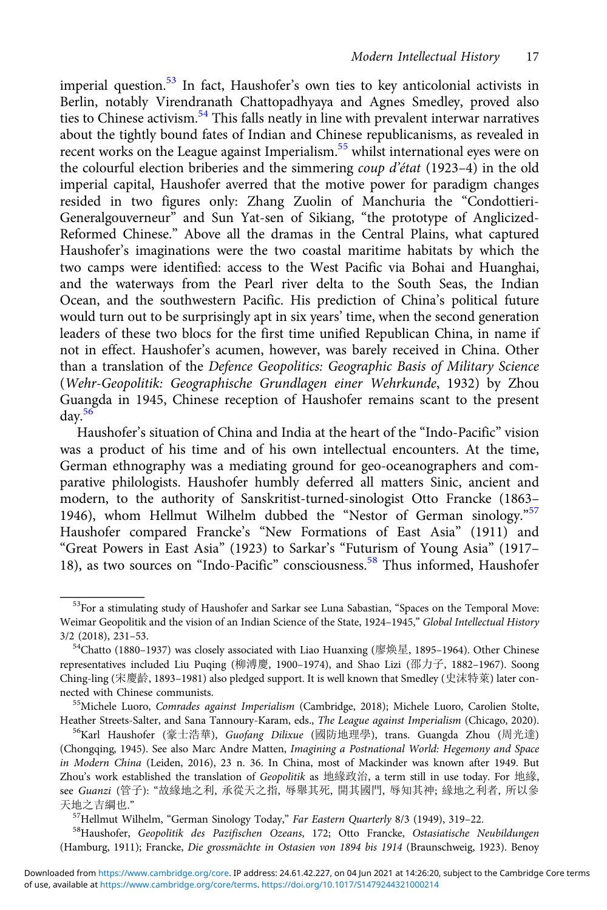imperial question.[53] In fact, Haushofer's own ties to key anticolonial activists in Berlin, notably Virendranath Chattopadhyaya and Agnes Smedley, proved also ties to Chinese activism.[54] This falls neatly in line with prevalent interwar narratives about the tightly bound fates of Indian and Chinese republicanisms, as revealed in recent works on the League against Imperialism.[55] whilst international eyes were on the colourful election briberies and the simmering *coup d'état* (1923–4) in the old imperial capital, Haushofer averred that the motive power for paradigm changes resided in two figures only: Zhang Zuolin of Manchuria the "Condottieri-Generalgouverneur" and Sun Yat-sen of Sikiang, "the prototype of Anglicized-Reformed Chinese." Above all the dramas in the Central Plains, what captured Haushofer's imaginations were the two coastal maritime habitats by which the two camps were identified: access to the West Pacific via Bohai and Huanghai, and the waterways from the Pearl river delta to the South Seas, the Indian Ocean, and the southwestern Pacific. His prediction of China's political future would turn out to be surprisingly apt in six years' time, when the second generation leaders of these two blocs for the first time unified Republican China, in name if not in effect. Haushofer's acumen, however, was barely received in China. Other than a translation of the *Defence Geopolitics: Geographic Basis of Military Science* (*Wehr-Geopolitik: Geographische Grundlagen einer Wehrkunde*, 1932) by Zhou Guangda in 1945, Chinese reception of Haushofer remains scant to the present day.[56]

Haushofer's situation of China and India at the heart of the "Indo-Pacific" vision was a product of his time and of his own intellectual encounters. At the time, German ethnography was a mediating ground for geo-oceanographers and comparative philologists. Haushofer humbly deferred all matters Sinic, ancient and modern, to the authority of Sanskritist-turned-sinologist Otto Francke (1863–1946), whom Hellmut Wilhelm dubbed the "Nestor of German sinology."[57] Haushofer compared Francke's "New Formations of East Asia" (1911) and "Great Powers in East Asia" (1923) to Sarkar's "Futurism of Young Asia" (1917–18), as two sources on "Indo-Pacific" consciousness.[58] Thus informed, Haushofer

---

[53] For a stimulating study of Haushofer and Sarkar see Luna Sabastian, "Spaces on the Temporal Move: Weimar Geopolitik and the vision of an Indian Science of the State, 1924–1945," *Global Intellectual History* 3/2 (2018), 231–53.

[54] Chatto (1880–1937) was closely associated with Liao Huanxing (廖焕星, 1895–1964). Other Chinese representatives included Liu Puqing (柳溥慶, 1900–1974), and Shao Lizi (邵力子, 1882–1967). Soong Ching-ling (宋慶齡, 1893–1981) also pledged support. It is well known that Smedley (史沫特萊) later connected with Chinese communists.

[55] Michele Luoro, *Comrades against Imperialism* (Cambridge, 2018); Michele Luoro, Carolien Stolte, Heather Streets-Salter, and Sana Tannoury-Karam, eds., *The League against Imperialism* (Chicago, 2020).

[56] Karl Haushofer (豪士浩華), *Guofang Dilixue* (國防地理學), trans. Guangda Zhou (周光達) (Chongqing, 1945). See also Marc Andre Matten, *Imagining a Postnational World: Hegemony and Space in Modern China* (Leiden, 2016), 23 n. 36. In China, most of Mackinder was known after 1949. But Zhou's work established the translation of *Geopolitik* as 地緣政治, a term still in use today. For 地緣, see *Guanzi* (管子): "故緣地之利, 承從天之指, 辱舉其死, 開其國門, 辱知其神; 緣地之利者, 所以參天地之吉綱也."

[57] Hellmut Wilhelm, "German Sinology Today," *Far Eastern Quarterly* 8/3 (1949), 319–22.

[58] Haushofer, *Geopolitik des Pazifischen Ozeans*, 172; Otto Francke, *Ostasiatische Neubildungen* (Hamburg, 1911); Francke, *Die grossmächte in Ostasien von 1894 bis 1914* (Braunschweig, 1923). Benoy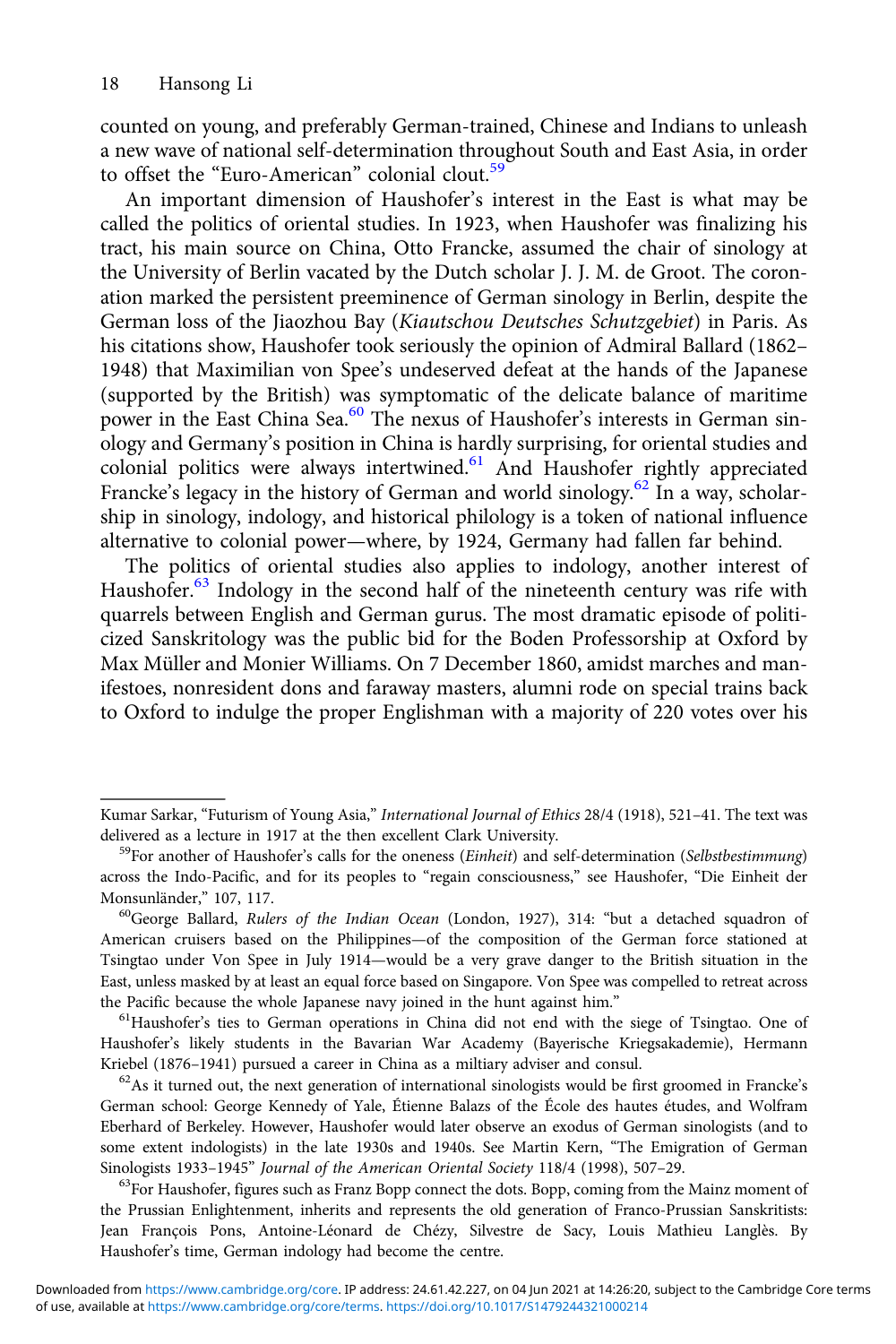counted on young, and preferably German-trained, Chinese and Indians to unleash a new wave of national self-determination throughout South and East Asia, in order to offset the "Euro-American" colonial clout.[59]

An important dimension of Haushofer's interest in the East is what may be called the politics of oriental studies. In 1923, when Haushofer was finalizing his tract, his main source on China, Otto Francke, assumed the chair of sinology at the University of Berlin vacated by the Dutch scholar J. J. M. de Groot. The coronation marked the persistent preeminence of German sinology in Berlin, despite the German loss of the Jiaozhou Bay (*Kiautschou Deutsches Schutzgebiet*) in Paris. As his citations show, Haushofer took seriously the opinion of Admiral Ballard (1862–1948) that Maximilian von Spee's undeserved defeat at the hands of the Japanese (supported by the British) was symptomatic of the delicate balance of maritime power in the East China Sea.[60] The nexus of Haushofer's interests in German sinology and Germany's position in China is hardly surprising, for oriental studies and colonial politics were always intertwined.[61] And Haushofer rightly appreciated Francke's legacy in the history of German and world sinology.[62] In a way, scholarship in sinology, indology, and historical philology is a token of national influence alternative to colonial power—where, by 1924, Germany had fallen far behind.

The politics of oriental studies also applies to indology, another interest of Haushofer.[63] Indology in the second half of the nineteenth century was rife with quarrels between English and German gurus. The most dramatic episode of politicized Sanskritology was the public bid for the Boden Professorship at Oxford by Max Müller and Monier Williams. On 7 December 1860, amidst marches and manifestoes, nonresident dons and faraway masters, alumni rode on special trains back to Oxford to indulge the proper Englishman with a majority of 220 votes over his

---

Kumar Sarkar, "Futurism of Young Asia," *International Journal of Ethics* 28/4 (1918), 521–41. The text was delivered as a lecture in 1917 at the then excellent Clark University.

[59]For another of Haushofer's calls for the oneness (*Einheit*) and self-determination (*Selbstbestimmung*) across the Indo-Pacific, and for its peoples to "regain consciousness," see Haushofer, "Die Einheit der Monsunländer," 107, 117.

[60]George Ballard, *Rulers of the Indian Ocean* (London, 1927), 314: "but a detached squadron of American cruisers based on the Philippines—of the composition of the German force stationed at Tsingtao under Von Spee in July 1914—would be a very grave danger to the British situation in the East, unless masked by at least an equal force based on Singapore. Von Spee was compelled to retreat across the Pacific because the whole Japanese navy joined in the hunt against him."

[61]Haushofer's ties to German operations in China did not end with the siege of Tsingtao. One of Haushofer's likely students in the Bavarian War Academy (Bayerische Kriegsakademie), Hermann Kriebel (1876–1941) pursued a career in China as a miltiary adviser and consul.

[62]As it turned out, the next generation of international sinologists would be first groomed in Francke's German school: George Kennedy of Yale, Étienne Balazs of the École des hautes études, and Wolfram Eberhard of Berkeley. However, Haushofer would later observe an exodus of German sinologists (and to some extent indologists) in the late 1930s and 1940s. See Martin Kern, "The Emigration of German Sinologists 1933–1945" *Journal of the American Oriental Society* 118/4 (1998), 507–29.

[63]For Haushofer, figures such as Franz Bopp connect the dots. Bopp, coming from the Mainz moment of the Prussian Enlightenment, inherits and represents the old generation of Franco-Prussian Sanskritists: Jean François Pons, Antoine-Léonard de Chézy, Silvestre de Sacy, Louis Mathieu Langlès. By Haushofer's time, German indology had become the centre.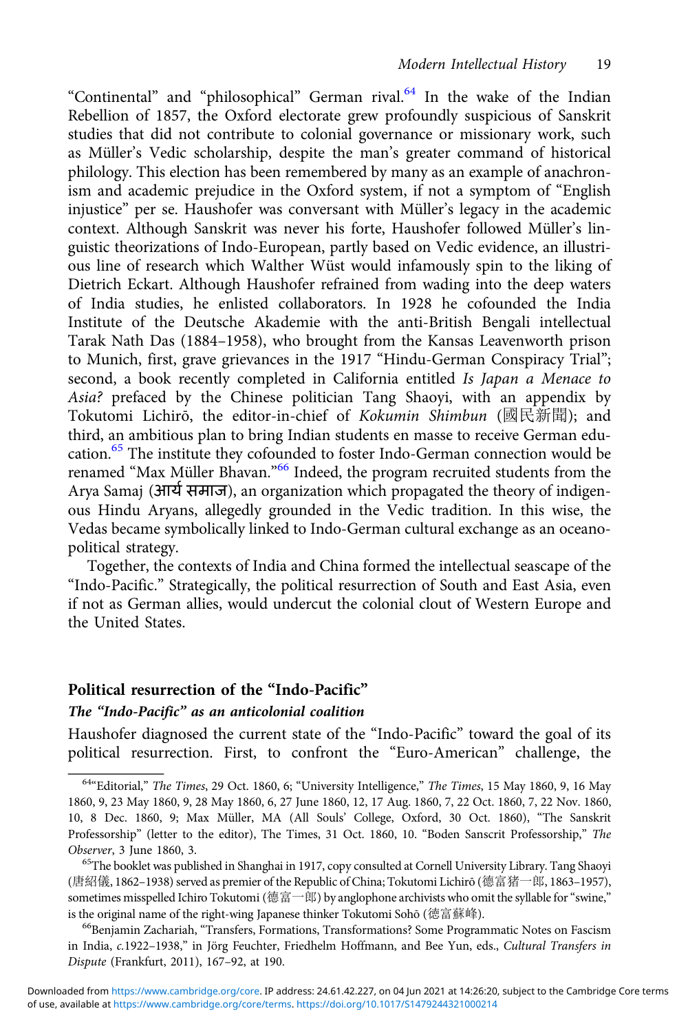"Continental" and "philosophical" German rival.[64] In the wake of the Indian Rebellion of 1857, the Oxford electorate grew profoundly suspicious of Sanskrit studies that did not contribute to colonial governance or missionary work, such as Müller's Vedic scholarship, despite the man's greater command of historical philology. This election has been remembered by many as an example of anachronism and academic prejudice in the Oxford system, if not a symptom of "English injustice" per se. Haushofer was conversant with Müller's legacy in the academic context. Although Sanskrit was never his forte, Haushofer followed Müller's linguistic theorizations of Indo-European, partly based on Vedic evidence, an illustrious line of research which Walther Wüst would infamously spin to the liking of Dietrich Eckart. Although Haushofer refrained from wading into the deep waters of India studies, he enlisted collaborators. In 1928 he cofounded the India Institute of the Deutsche Akademie with the anti-British Bengali intellectual Tarak Nath Das (1884–1958), who brought from the Kansas Leavenworth prison to Munich, first, grave grievances in the 1917 "Hindu-German Conspiracy Trial"; second, a book recently completed in California entitled *Is Japan a Menace to Asia?* prefaced by the Chinese politician Tang Shaoyi, with an appendix by Tokutomi Lichirō, the editor-in-chief of *Kokumin Shimbun* (國民新聞); and third, an ambitious plan to bring Indian students en masse to receive German education.[65] The institute they cofounded to foster Indo-German connection would be renamed "Max Müller Bhavan."[66] Indeed, the program recruited students from the Arya Samaj (आर्य समाज), an organization which propagated the theory of indigenous Hindu Aryans, allegedly grounded in the Vedic tradition. In this wise, the Vedas became symbolically linked to Indo-German cultural exchange as an oceanopolitical strategy.

Together, the contexts of India and China formed the intellectual seascape of the "Indo-Pacific." Strategically, the political resurrection of South and East Asia, even if not as German allies, would undercut the colonial clout of Western Europe and the United States.

## Political resurrection of the "Indo-Pacific"

### *The "Indo-Pacific" as an anticolonial coalition*

Haushofer diagnosed the current state of the "Indo-Pacific" toward the goal of its political resurrection. First, to confront the "Euro-American" challenge, the

---

[64] "Editorial," *The Times*, 29 Oct. 1860, 6; "University Intelligence," *The Times*, 15 May 1860, 9, 16 May 1860, 9, 23 May 1860, 9, 28 May 1860, 6, 27 June 1860, 12, 17 Aug. 1860, 7, 22 Oct. 1860, 7, 22 Nov. 1860, 10, 8 Dec. 1860, 9; Max Müller, MA (All Souls' College, Oxford, 30 Oct. 1860), "The Sanskrit Professorship" (letter to the editor), The Times, 31 Oct. 1860, 10. "Boden Sanscrit Professorship," *The Observer*, 3 June 1860, 3.

[65] The booklet was published in Shanghai in 1917, copy consulted at Cornell University Library. Tang Shaoyi (唐紹儀, 1862–1938) served as premier of the Republic of China; Tokutomi Lichirō (德富猪一郎, 1863–1957), sometimes misspelled Ichiro Tokutomi (德富一郎) by anglophone archivists who omit the syllable for "swine," is the original name of the right-wing Japanese thinker Tokutomi Sohō (德富蘇峰).

[66] Benjamin Zachariah, "Transfers, Formations, Transformations? Some Programmatic Notes on Fascism in India, *c.*1922–1938," in Jörg Feuchter, Friedhelm Hoffmann, and Bee Yun, eds., *Cultural Transfers in Dispute* (Frankfurt, 2011), 167–92, at 190.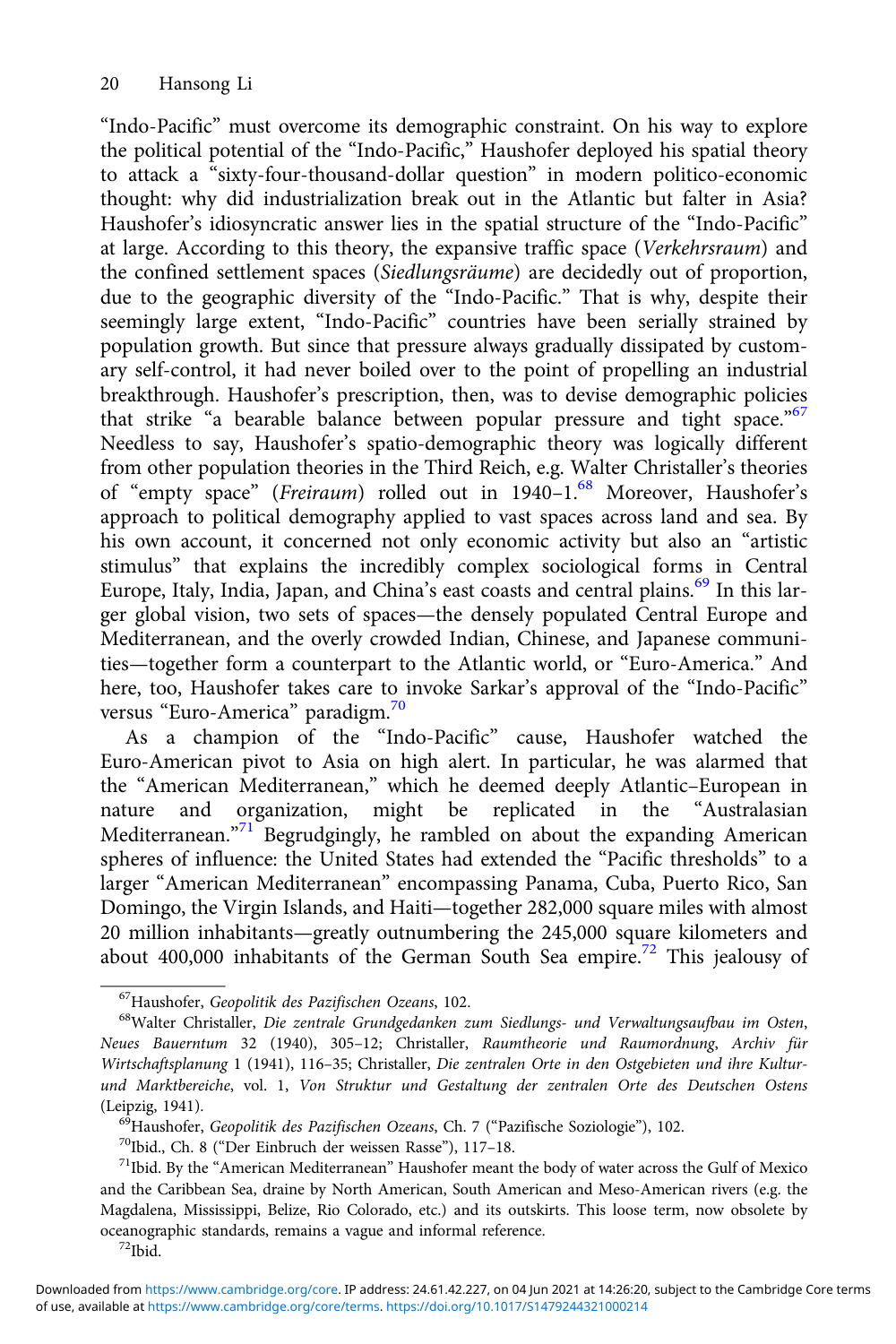"Indo-Pacific" must overcome its demographic constraint. On his way to explore the political potential of the "Indo-Pacific," Haushofer deployed his spatial theory to attack a "sixty-four-thousand-dollar question" in modern politico-economic thought: why did industrialization break out in the Atlantic but falter in Asia? Haushofer's idiosyncratic answer lies in the spatial structure of the "Indo-Pacific" at large. According to this theory, the expansive traffic space (*Verkehrsraum*) and the confined settlement spaces (*Siedlungsräume*) are decidedly out of proportion, due to the geographic diversity of the "Indo-Pacific." That is why, despite their seemingly large extent, "Indo-Pacific" countries have been serially strained by population growth. But since that pressure always gradually dissipated by customary self-control, it had never boiled over to the point of propelling an industrial breakthrough. Haushofer's prescription, then, was to devise demographic policies that strike "a bearable balance between popular pressure and tight space."[67] Needless to say, Haushofer's spatio-demographic theory was logically different from other population theories in the Third Reich, e.g. Walter Christaller's theories of "empty space" (*Freiraum*) rolled out in 1940–1.[68] Moreover, Haushofer's approach to political demography applied to vast spaces across land and sea. By his own account, it concerned not only economic activity but also an "artistic stimulus" that explains the incredibly complex sociological forms in Central Europe, Italy, India, Japan, and China's east coasts and central plains.[69] In this larger global vision, two sets of spaces—the densely populated Central Europe and Mediterranean, and the overly crowded Indian, Chinese, and Japanese communities—together form a counterpart to the Atlantic world, or "Euro-America." And here, too, Haushofer takes care to invoke Sarkar's approval of the "Indo-Pacific" versus "Euro-America" paradigm.[70]

As a champion of the "Indo-Pacific" cause, Haushofer watched the Euro-American pivot to Asia on high alert. In particular, he was alarmed that the "American Mediterranean," which he deemed deeply Atlantic–European in nature and organization, might be replicated in the "Australasian Mediterranean."[71] Begrudgingly, he rambled on about the expanding American spheres of influence: the United States had extended the "Pacific thresholds" to a larger "American Mediterranean" encompassing Panama, Cuba, Puerto Rico, San Domingo, the Virgin Islands, and Haiti—together 282,000 square miles with almost 20 million inhabitants—greatly outnumbering the 245,000 square kilometers and about 400,000 inhabitants of the German South Sea empire.[72] This jealousy of

---

[67] Haushofer, *Geopolitik des Pazifischen Ozeans*, 102.

[68] Walter Christaller, *Die zentrale Grundgedanken zum Siedlungs- und Verwaltungsaufbau im Osten*, *Neues Bauerntum* 32 (1940), 305–12; Christaller, *Raumtheorie und Raumordnung*, *Archiv für Wirtschaftsplanung* 1 (1941), 116–35; Christaller, *Die zentralen Orte in den Ostgebieten und ihre Kultur- und Marktbereiche*, vol. 1, *Von Struktur und Gestaltung der zentralen Orte des Deutschen Ostens* (Leipzig, 1941).

[69] Haushofer, *Geopolitik des Pazifischen Ozeans*, Ch. 7 ("Pazifische Soziologie"), 102.

[70] Ibid., Ch. 8 ("Der Einbruch der weissen Rasse"), 117–18.

[71] Ibid. By the "American Mediterranean" Haushofer meant the body of water across the Gulf of Mexico and the Caribbean Sea, draine by North American, South American and Meso-American rivers (e.g. the Magdalena, Mississippi, Belize, Rio Colorado, etc.) and its outskirts. This loose term, now obsolete by oceanographic standards, remains a vague and informal reference.

[72] Ibid.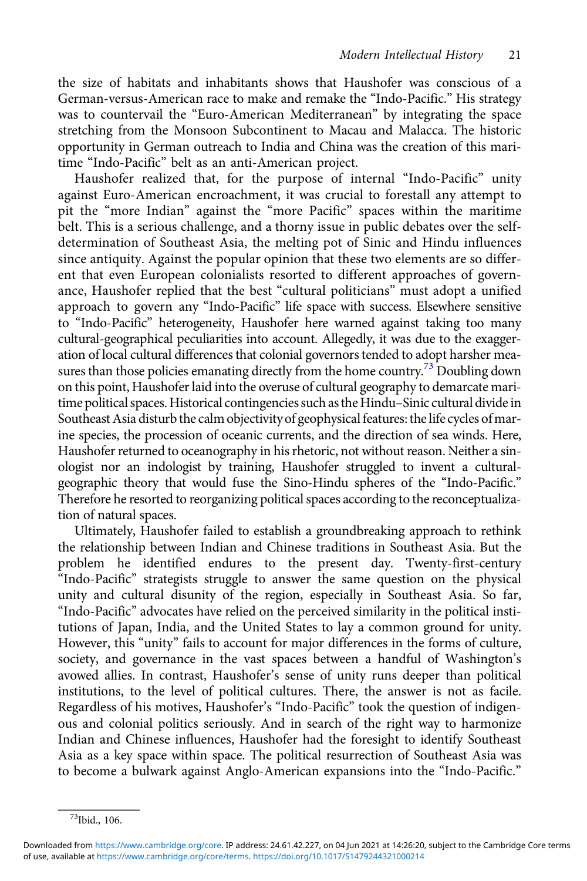the size of habitats and inhabitants shows that Haushofer was conscious of a German-versus-American race to make and remake the "Indo-Pacific." His strategy was to countervail the "Euro-American Mediterranean" by integrating the space stretching from the Monsoon Subcontinent to Macau and Malacca. The historic opportunity in German outreach to India and China was the creation of this maritime "Indo-Pacific" belt as an anti-American project.

Haushofer realized that, for the purpose of internal "Indo-Pacific" unity against Euro-American encroachment, it was crucial to forestall any attempt to pit the "more Indian" against the "more Pacific" spaces within the maritime belt. This is a serious challenge, and a thorny issue in public debates over the self-determination of Southeast Asia, the melting pot of Sinic and Hindu influences since antiquity. Against the popular opinion that these two elements are so different that even European colonialists resorted to different approaches of governance, Haushofer replied that the best "cultural politicians" must adopt a unified approach to govern any "Indo-Pacific" life space with success. Elsewhere sensitive to "Indo-Pacific" heterogeneity, Haushofer here warned against taking too many cultural-geographical peculiarities into account. Allegedly, it was due to the exaggeration of local cultural differences that colonial governors tended to adopt harsher measures than those policies emanating directly from the home country.[73] Doubling down on this point, Haushofer laid into the overuse of cultural geography to demarcate maritime political spaces. Historical contingencies such as the Hindu–Sinic cultural divide in Southeast Asia disturb the calm objectivity of geophysical features: the life cycles of marine species, the procession of oceanic currents, and the direction of sea winds. Here, Haushofer returned to oceanography in his rhetoric, not without reason. Neither a sinologist nor an indologist by training, Haushofer struggled to invent a cultural-geographic theory that would fuse the Sino-Hindu spheres of the "Indo-Pacific." Therefore he resorted to reorganizing political spaces according to the reconceptualization of natural spaces.

Ultimately, Haushofer failed to establish a groundbreaking approach to rethink the relationship between Indian and Chinese traditions in Southeast Asia. But the problem he identified endures to the present day. Twenty-first-century "Indo-Pacific" strategists struggle to answer the same question on the physical unity and cultural disunity of the region, especially in Southeast Asia. So far, "Indo-Pacific" advocates have relied on the perceived similarity in the political institutions of Japan, India, and the United States to lay a common ground for unity. However, this "unity" fails to account for major differences in the forms of culture, society, and governance in the vast spaces between a handful of Washington's avowed allies. In contrast, Haushofer's sense of unity runs deeper than political institutions, to the level of political cultures. There, the answer is not as facile. Regardless of his motives, Haushofer's "Indo-Pacific" took the question of indigenous and colonial politics seriously. And in search of the right way to harmonize Indian and Chinese influences, Haushofer had the foresight to identify Southeast Asia as a key space within space. The political resurrection of Southeast Asia was to become a bulwark against Anglo-American expansions into the "Indo-Pacific."

[73] Ibid., 106.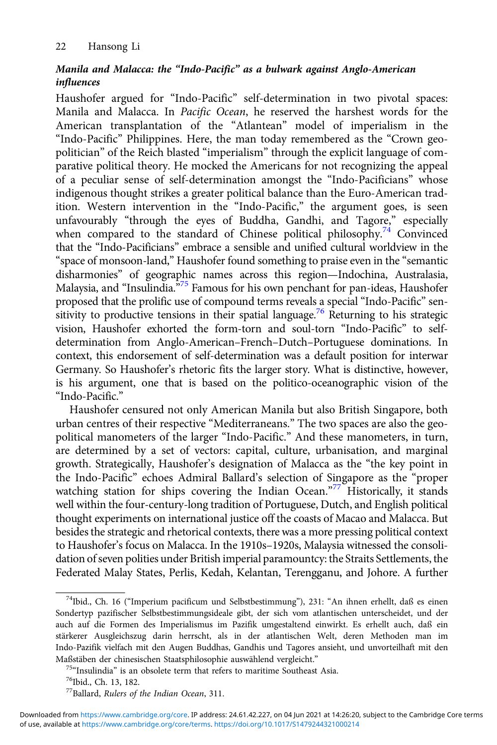### *Manila and Malacca: the "Indo-Pacific" as a bulwark against Anglo-American influences*

Haushofer argued for "Indo-Pacific" self-determination in two pivotal spaces: Manila and Malacca. In *Pacific Ocean*, he reserved the harshest words for the American transplantation of the "Atlantean" model of imperialism in the "Indo-Pacific" Philippines. Here, the man today remembered as the "Crown geopolitician" of the Reich blasted "imperialism" through the explicit language of comparative political theory. He mocked the Americans for not recognizing the appeal of a peculiar sense of self-determination amongst the "Indo-Pacificians" whose indigenous thought strikes a greater political balance than the Euro-American tradition. Western intervention in the "Indo-Pacific," the argument goes, is seen unfavourably "through the eyes of Buddha, Gandhi, and Tagore," especially when compared to the standard of Chinese political philosophy.[74] Convinced that the "Indo-Pacificians" embrace a sensible and unified cultural worldview in the "space of monsoon-land," Haushofer found something to praise even in the "semantic disharmonies" of geographic names across this region—Indochina, Australasia, Malaysia, and "Insulindia."[75] Famous for his own penchant for pan-ideas, Haushofer proposed that the prolific use of compound terms reveals a special "Indo-Pacific" sensitivity to productive tensions in their spatial language.[76] Returning to his strategic vision, Haushofer exhorted the form-torn and soul-torn "Indo-Pacific" to self-determination from Anglo-American–French–Dutch–Portuguese dominations. In context, this endorsement of self-determination was a default position for interwar Germany. So Haushofer's rhetoric fits the larger story. What is distinctive, however, is his argument, one that is based on the politico-oceanographic vision of the "Indo-Pacific."

Haushofer censured not only American Manila but also British Singapore, both urban centres of their respective "Mediterraneans." The two spaces are also the geopolitical manometers of the larger "Indo-Pacific." And these manometers, in turn, are determined by a set of vectors: capital, culture, urbanisation, and marginal growth. Strategically, Haushofer's designation of Malacca as the "the key point in the Indo-Pacific" echoes Admiral Ballard's selection of Singapore as the "proper watching station for ships covering the Indian Ocean."[77] Historically, it stands well within the four-century-long tradition of Portuguese, Dutch, and English political thought experiments on international justice off the coasts of Macao and Malacca. But besides the strategic and rhetorical contexts, there was a more pressing political context to Haushofer's focus on Malacca. In the 1910s–1920s, Malaysia witnessed the consolidation of seven polities under British imperial paramountcy: the Straits Settlements, the Federated Malay States, Perlis, Kedah, Kelantan, Terengganu, and Johore. A further

[74] Ibid., Ch. 16 ("Imperium pacificum und Selbstbestimmung"), 231: "An ihnen erhellt, daß es einen Sondertyp pazifischer Selbstbestimmungsideale gibt, der sich vom atlantischen unterscheidet, und der auch auf die Formen des Imperialismus im Pazifik umgestaltend einwirkt. Es erhellt auch, daß ein stärkerer Ausgleichszug darin herrscht, als in der atlantischen Welt, deren Methoden man im Indo-Pazifik vielfach mit den Augen Buddhas, Gandhis und Tagores ansieht, und unvorteilhaft mit den Maßstäben der chinesischen Staatsphilosophie auswählend vergleicht."

[75] "Insulindia" is an obsolete term that refers to maritime Southeast Asia.

[76] Ibid., Ch. 13, 182.

[77] Ballard, *Rulers of the Indian Ocean*, 311.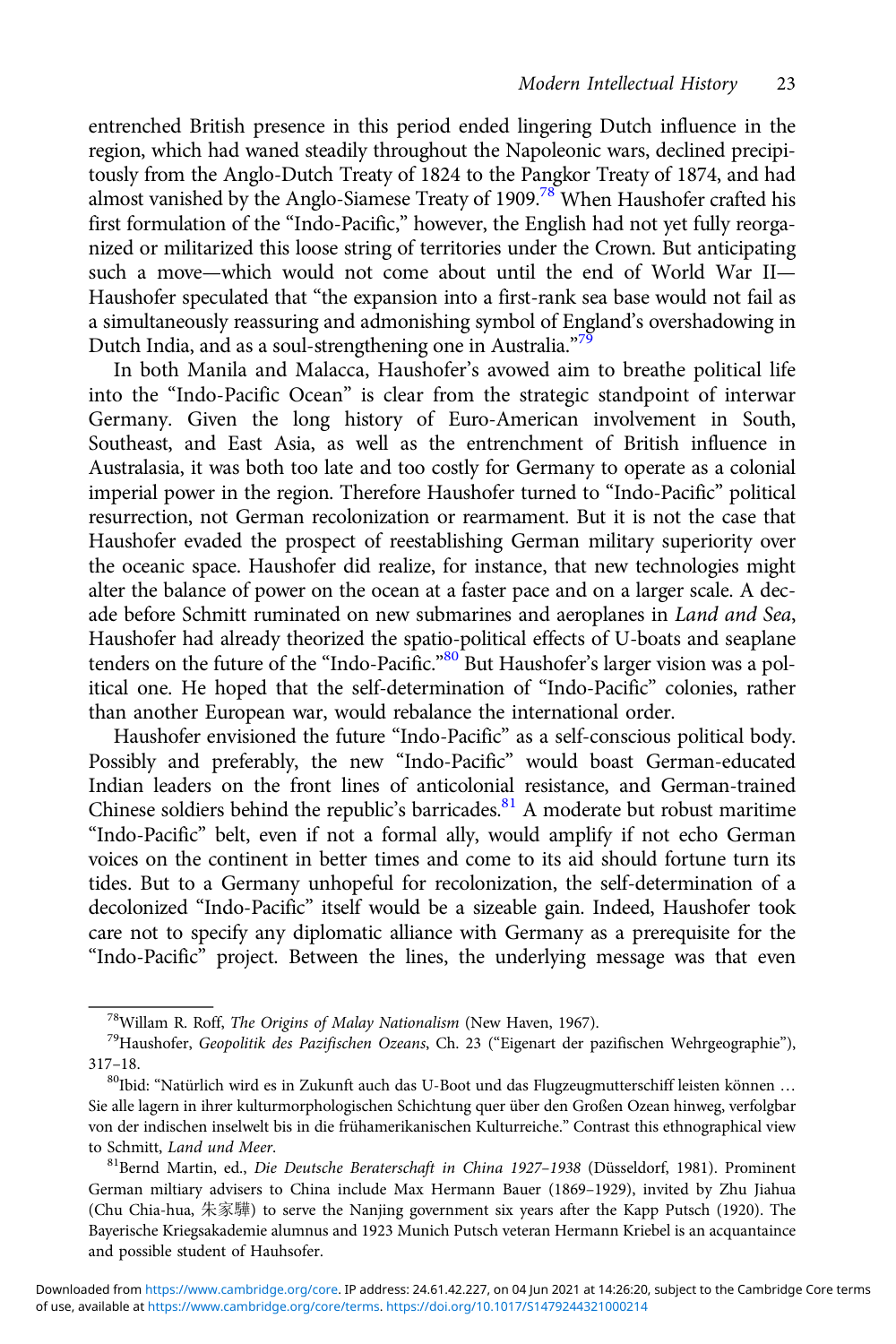entrenched British presence in this period ended lingering Dutch influence in the region, which had waned steadily throughout the Napoleonic wars, declined precipitously from the Anglo-Dutch Treaty of 1824 to the Pangkor Treaty of 1874, and had almost vanished by the Anglo-Siamese Treaty of 1909.[78] When Haushofer crafted his first formulation of the "Indo-Pacific," however, the English had not yet fully reorganized or militarized this loose string of territories under the Crown. But anticipating such a move—which would not come about until the end of World War II—Haushofer speculated that "the expansion into a first-rank sea base would not fail as a simultaneously reassuring and admonishing symbol of England's overshadowing in Dutch India, and as a soul-strengthening one in Australia."[79]

In both Manila and Malacca, Haushofer's avowed aim to breathe political life into the "Indo-Pacific Ocean" is clear from the strategic standpoint of interwar Germany. Given the long history of Euro-American involvement in South, Southeast, and East Asia, as well as the entrenchment of British influence in Australasia, it was both too late and too costly for Germany to operate as a colonial imperial power in the region. Therefore Haushofer turned to "Indo-Pacific" political resurrection, not German recolonization or rearmament. But it is not the case that Haushofer evaded the prospect of reestablishing German military superiority over the oceanic space. Haushofer did realize, for instance, that new technologies might alter the balance of power on the ocean at a faster pace and on a larger scale. A decade before Schmitt ruminated on new submarines and aeroplanes in *Land and Sea*, Haushofer had already theorized the spatio-political effects of U-boats and seaplane tenders on the future of the "Indo-Pacific."[80] But Haushofer's larger vision was a political one. He hoped that the self-determination of "Indo-Pacific" colonies, rather than another European war, would rebalance the international order.

Haushofer envisioned the future "Indo-Pacific" as a self-conscious political body. Possibly and preferably, the new "Indo-Pacific" would boast German-educated Indian leaders on the front lines of anticolonial resistance, and German-trained Chinese soldiers behind the republic's barricades.[81] A moderate but robust maritime "Indo-Pacific" belt, even if not a formal ally, would amplify if not echo German voices on the continent in better times and come to its aid should fortune turn its tides. But to a Germany unhopeful for recolonization, the self-determination of a decolonized "Indo-Pacific" itself would be a sizeable gain. Indeed, Haushofer took care not to specify any diplomatic alliance with Germany as a prerequisite for the "Indo-Pacific" project. Between the lines, the underlying message was that even

---

[78] Willam R. Roff, *The Origins of Malay Nationalism* (New Haven, 1967).

[79] Haushofer, *Geopolitik des Pazifischen Ozeans*, Ch. 23 ("Eigenart der pazifischen Wehrgeographie"), 317–18.

[80] Ibid: "Natürlich wird es in Zukunft auch das U-Boot und das Flugzeugmutterschiff leisten können … Sie alle lagern in ihrer kulturmorphologischen Schichtung quer über den Großen Ozean hinweg, verfolgbar von der indischen inselwelt bis in die frühamerikanischen Kulturreiche." Contrast this ethnographical view to Schmitt, *Land und Meer*.

[81] Bernd Martin, ed., *Die Deutsche Beraterschaft in China 1927–1938* (Düsseldorf, 1981). Prominent German miltiary advisers to China include Max Hermann Bauer (1869–1929), invited by Zhu Jiahua (Chu Chia-hua, 朱家驊) to serve the Nanjing government six years after the Kapp Putsch (1920). The Bayerische Kriegsakademie alumnus and 1923 Munich Putsch veteran Hermann Kriebel is an acquantaince and possible student of Hauhsofer.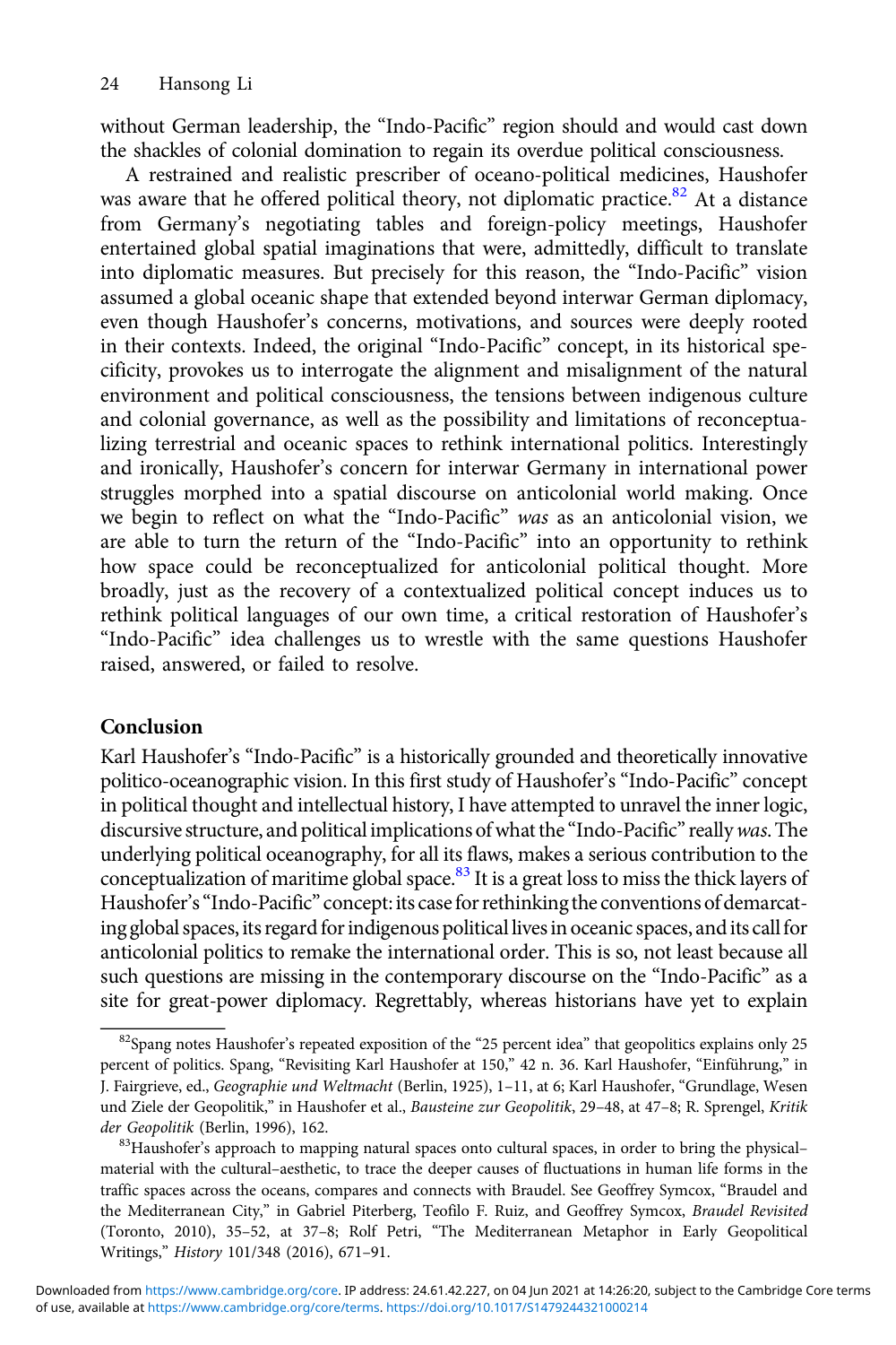without German leadership, the "Indo-Pacific" region should and would cast down the shackles of colonial domination to regain its overdue political consciousness.

A restrained and realistic prescriber of oceano-political medicines, Haushofer was aware that he offered political theory, not diplomatic practice.[82] At a distance from Germany's negotiating tables and foreign-policy meetings, Haushofer entertained global spatial imaginations that were, admittedly, difficult to translate into diplomatic measures. But precisely for this reason, the "Indo-Pacific" vision assumed a global oceanic shape that extended beyond interwar German diplomacy, even though Haushofer's concerns, motivations, and sources were deeply rooted in their contexts. Indeed, the original "Indo-Pacific" concept, in its historical specificity, provokes us to interrogate the alignment and misalignment of the natural environment and political consciousness, the tensions between indigenous culture and colonial governance, as well as the possibility and limitations of reconceptualizing terrestrial and oceanic spaces to rethink international politics. Interestingly and ironically, Haushofer's concern for interwar Germany in international power struggles morphed into a spatial discourse on anticolonial world making. Once we begin to reflect on what the "Indo-Pacific" *was* as an anticolonial vision, we are able to turn the return of the "Indo-Pacific" into an opportunity to rethink how space could be reconceptualized for anticolonial political thought. More broadly, just as the recovery of a contextualized political concept induces us to rethink political languages of our own time, a critical restoration of Haushofer's "Indo-Pacific" idea challenges us to wrestle with the same questions Haushofer raised, answered, or failed to resolve.

## Conclusion

Karl Haushofer's "Indo-Pacific" is a historically grounded and theoretically innovative politico-oceanographic vision. In this first study of Haushofer's "Indo-Pacific" concept in political thought and intellectual history, I have attempted to unravel the inner logic, discursive structure, and political implications of what the "Indo-Pacific" really *was*. The underlying political oceanography, for all its flaws, makes a serious contribution to the conceptualization of maritime global space.[83] It is a great loss to miss the thick layers of Haushofer's "Indo-Pacific" concept: its case for rethinking the conventions of demarcating global spaces, its regard for indigenous political lives in oceanic spaces, and its call for anticolonial politics to remake the international order. This is so, not least because all such questions are missing in the contemporary discourse on the "Indo-Pacific" as a site for great-power diplomacy. Regrettably, whereas historians have yet to explain

[82] Spang notes Haushofer's repeated exposition of the "25 percent idea" that geopolitics explains only 25 percent of politics. Spang, "Revisiting Karl Haushofer at 150," 42 n. 36. Karl Haushofer, "Einführung," in J. Fairgrieve, ed., *Geographie und Weltmacht* (Berlin, 1925), 1–11, at 6; Karl Haushofer, "Grundlage, Wesen und Ziele der Geopolitik," in Haushofer et al., *Bausteine zur Geopolitik*, 29–48, at 47–8; R. Sprengel, *Kritik der Geopolitik* (Berlin, 1996), 162.

[83] Haushofer's approach to mapping natural spaces onto cultural spaces, in order to bring the physical–material with the cultural–aesthetic, to trace the deeper causes of fluctuations in human life forms in the traffic spaces across the oceans, compares and connects with Braudel. See Geoffrey Symcox, "Braudel and the Mediterranean City," in Gabriel Piterberg, Teofilo F. Ruiz, and Geoffrey Symcox, *Braudel Revisited* (Toronto, 2010), 35–52, at 37–8; Rolf Petri, "The Mediterranean Metaphor in Early Geopolitical Writings," *History* 101/348 (2016), 671–91.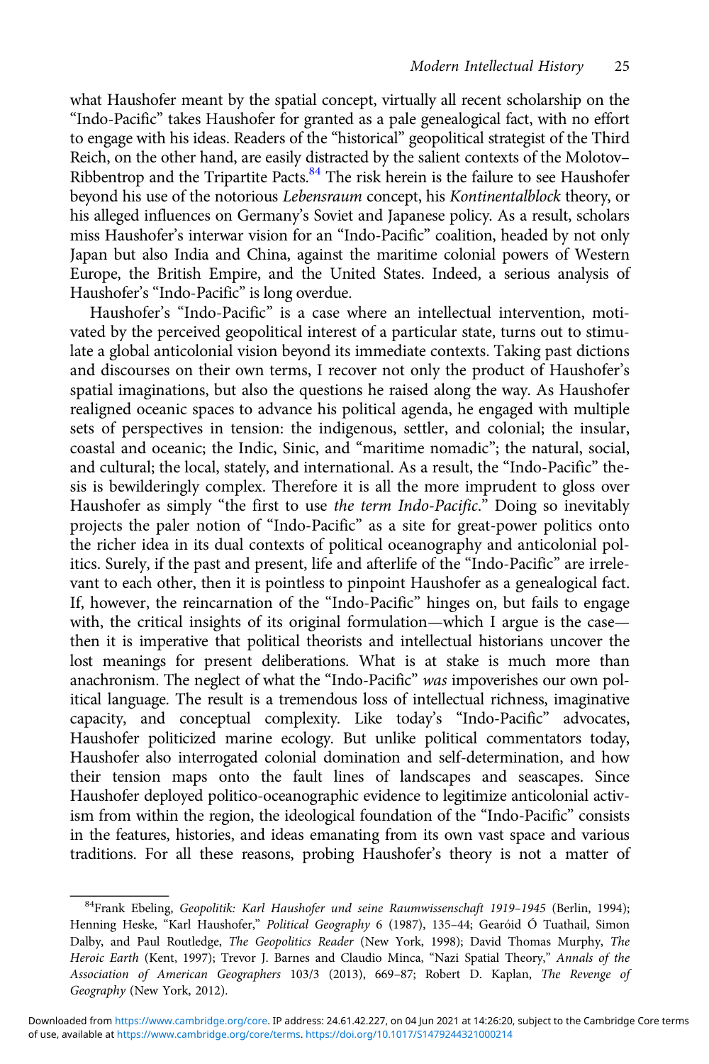what Haushofer meant by the spatial concept, virtually all recent scholarship on the "Indo-Pacific" takes Haushofer for granted as a pale genealogical fact, with no effort to engage with his ideas. Readers of the "historical" geopolitical strategist of the Third Reich, on the other hand, are easily distracted by the salient contexts of the Molotov–Ribbentrop and the Tripartite Pacts.[84] The risk herein is the failure to see Haushofer beyond his use of the notorious *Lebensraum* concept, his *Kontinentalblock* theory, or his alleged influences on Germany's Soviet and Japanese policy. As a result, scholars miss Haushofer's interwar vision for an "Indo-Pacific" coalition, headed by not only Japan but also India and China, against the maritime colonial powers of Western Europe, the British Empire, and the United States. Indeed, a serious analysis of Haushofer's "Indo-Pacific" is long overdue.

Haushofer's "Indo-Pacific" is a case where an intellectual intervention, motivated by the perceived geopolitical interest of a particular state, turns out to stimulate a global anticolonial vision beyond its immediate contexts. Taking past dictions and discourses on their own terms, I recover not only the product of Haushofer's spatial imaginations, but also the questions he raised along the way. As Haushofer realigned oceanic spaces to advance his political agenda, he engaged with multiple sets of perspectives in tension: the indigenous, settler, and colonial; the insular, coastal and oceanic; the Indic, Sinic, and "maritime nomadic"; the natural, social, and cultural; the local, stately, and international. As a result, the "Indo-Pacific" thesis is bewilderingly complex. Therefore it is all the more imprudent to gloss over Haushofer as simply "the first to use *the term Indo-Pacific*." Doing so inevitably projects the paler notion of "Indo-Pacific" as a site for great-power politics onto the richer idea in its dual contexts of political oceanography and anticolonial politics. Surely, if the past and present, life and afterlife of the "Indo-Pacific" are irrelevant to each other, then it is pointless to pinpoint Haushofer as a genealogical fact. If, however, the reincarnation of the "Indo-Pacific" hinges on, but fails to engage with, the critical insights of its original formulation—which I argue is the case—then it is imperative that political theorists and intellectual historians uncover the lost meanings for present deliberations. What is at stake is much more than anachronism. The neglect of what the "Indo-Pacific" *was* impoverishes our own political language. The result is a tremendous loss of intellectual richness, imaginative capacity, and conceptual complexity. Like today's "Indo-Pacific" advocates, Haushofer politicized marine ecology. But unlike political commentators today, Haushofer also interrogated colonial domination and self-determination, and how their tension maps onto the fault lines of landscapes and seascapes. Since Haushofer deployed politico-oceanographic evidence to legitimize anticolonial activism from within the region, the ideological foundation of the "Indo-Pacific" consists in the features, histories, and ideas emanating from its own vast space and various traditions. For all these reasons, probing Haushofer's theory is not a matter of

---

[84] Frank Ebeling, *Geopolitik: Karl Haushofer und seine Raumwissenschaft 1919–1945* (Berlin, 1994); Henning Heske, "Karl Haushofer," *Political Geography* 6 (1987), 135–44; Gearóid Ó Tuathail, Simon Dalby, and Paul Routledge, *The Geopolitics Reader* (New York, 1998); David Thomas Murphy, *The Heroic Earth* (Kent, 1997); Trevor J. Barnes and Claudio Minca, "Nazi Spatial Theory," *Annals of the Association of American Geographers* 103/3 (2013), 669–87; Robert D. Kaplan, *The Revenge of Geography* (New York, 2012).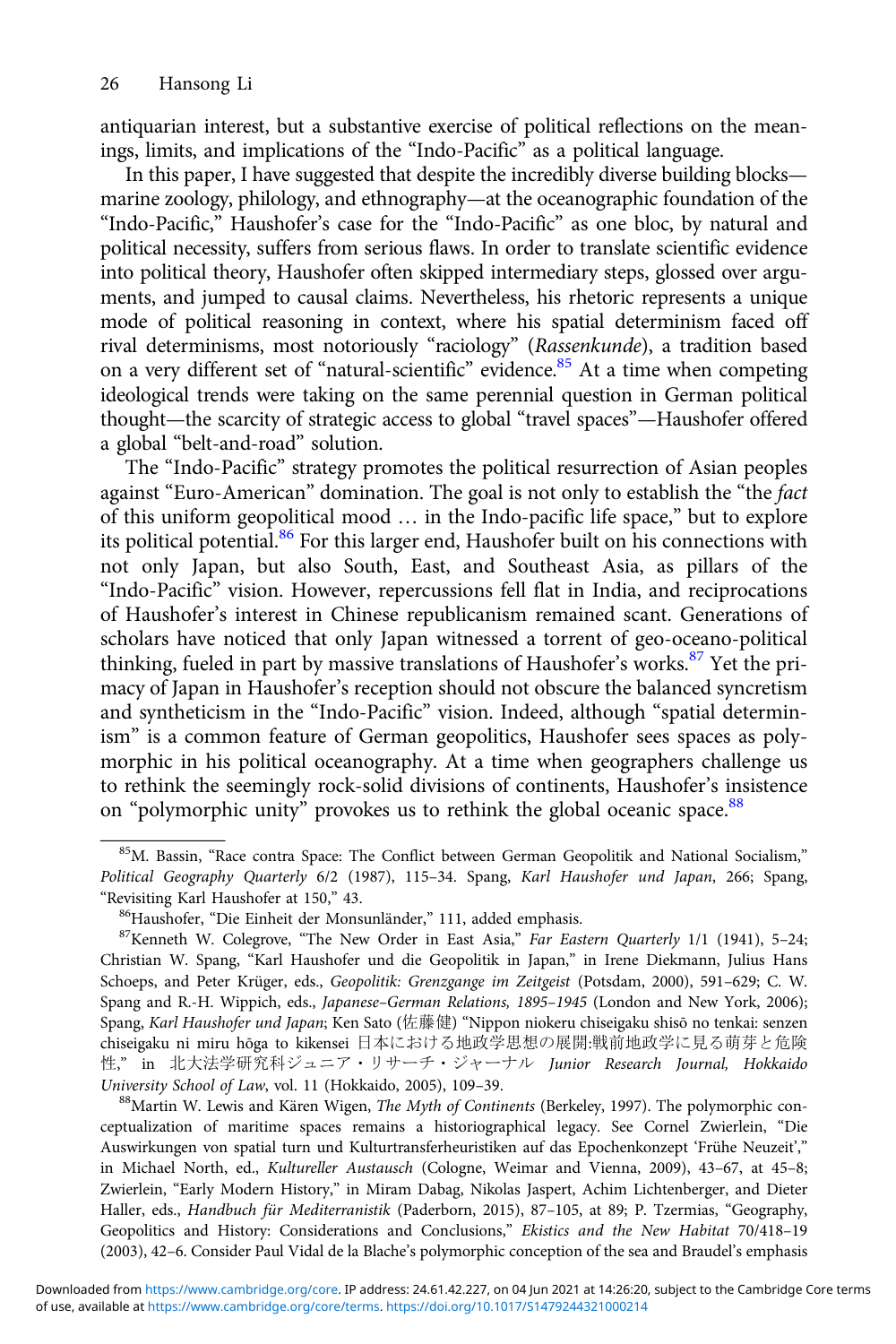antiquarian interest, but a substantive exercise of political reflections on the meanings, limits, and implications of the "Indo-Pacific" as a political language.

In this paper, I have suggested that despite the incredibly diverse building blocks—marine zoology, philology, and ethnography—at the oceanographic foundation of the "Indo-Pacific," Haushofer's case for the "Indo-Pacific" as one bloc, by natural and political necessity, suffers from serious flaws. In order to translate scientific evidence into political theory, Haushofer often skipped intermediary steps, glossed over arguments, and jumped to causal claims. Nevertheless, his rhetoric represents a unique mode of political reasoning in context, where his spatial determinism faced off rival determinisms, most notoriously "raciology" (*Rassenkunde*), a tradition based on a very different set of "natural-scientific" evidence.[85] At a time when competing ideological trends were taking on the same perennial question in German political thought—the scarcity of strategic access to global "travel spaces"—Haushofer offered a global "belt-and-road" solution.

The "Indo-Pacific" strategy promotes the political resurrection of Asian peoples against "Euro-American" domination. The goal is not only to establish the "the *fact* of this uniform geopolitical mood … in the Indo-pacific life space," but to explore its political potential.[86] For this larger end, Haushofer built on his connections with not only Japan, but also South, East, and Southeast Asia, as pillars of the "Indo-Pacific" vision. However, repercussions fell flat in India, and reciprocations of Haushofer's interest in Chinese republicanism remained scant. Generations of scholars have noticed that only Japan witnessed a torrent of geo-oceano-political thinking, fueled in part by massive translations of Haushofer's works.[87] Yet the primacy of Japan in Haushofer's reception should not obscure the balanced syncretism and syntheticism in the "Indo-Pacific" vision. Indeed, although "spatial determinism" is a common feature of German geopolitics, Haushofer sees spaces as polymorphic in his political oceanography. At a time when geographers challenge us to rethink the seemingly rock-solid divisions of continents, Haushofer's insistence on "polymorphic unity" provokes us to rethink the global oceanic space.[88]

---

[85] M. Bassin, "Race contra Space: The Conflict between German Geopolitik and National Socialism," *Political Geography Quarterly* 6/2 (1987), 115–34. Spang, *Karl Haushofer und Japan*, 266; Spang, "Revisiting Karl Haushofer at 150," 43.

[86] Haushofer, "Die Einheit der Monsunländer," 111, added emphasis.

[87] Kenneth W. Colegrove, "The New Order in East Asia," *Far Eastern Quarterly* 1/1 (1941), 5–24; Christian W. Spang, "Karl Haushofer und die Geopolitik in Japan," in Irene Diekmann, Julius Hans Schoeps, and Peter Krüger, eds., *Geopolitik: Grenzgange im Zeitgeist* (Potsdam, 2000), 591–629; C. W. Spang and R.-H. Wippich, eds., *Japanese–German Relations, 1895–1945* (London and New York, 2006); Spang, *Karl Haushofer und Japan*; Ken Sato (佐藤健) "Nippon niokeru chiseigaku shisō no tenkai: senzen chiseigaku ni miru hōga to kikensei 日本における地政学思想の展開:戦前地政学に見る萌芽と危険性," in 北大法学研究科ジュニア・リサーチ・ジャーナル *Junior Research Journal, Hokkaido University School of Law*, vol. 11 (Hokkaido, 2005), 109–39.

[88] Martin W. Lewis and Kären Wigen, *The Myth of Continents* (Berkeley, 1997). The polymorphic conceptualization of maritime spaces remains a historiographical legacy. See Cornel Zwierlein, "Die Auswirkungen von spatial turn und Kulturtransferheuristiken auf das Epochenkonzept 'Frühe Neuzeit'," in Michael North, ed., *Kultureller Austausch* (Cologne, Weimar and Vienna, 2009), 43–67, at 45–8; Zwierlein, "Early Modern History," in Miram Dabag, Nikolas Jaspert, Achim Lichtenberger, and Dieter Haller, eds., *Handbuch für Mediterranistik* (Paderborn, 2015), 87–105, at 89; P. Tzermias, "Geography, Geopolitics and History: Considerations and Conclusions," *Ekistics and the New Habitat* 70/418–19 (2003), 42–6. Consider Paul Vidal de la Blache's polymorphic conception of the sea and Braudel's emphasis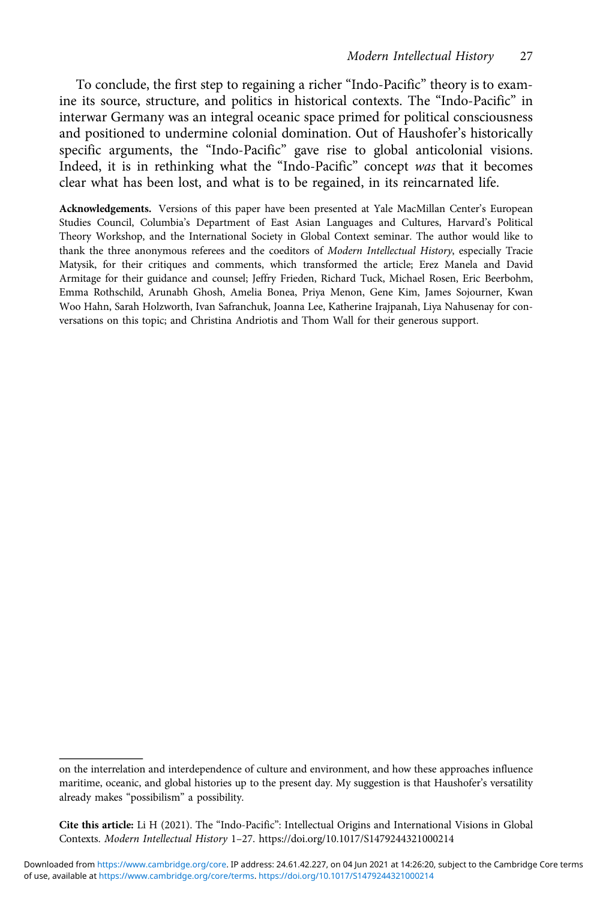To conclude, the first step to regaining a richer "Indo-Pacific" theory is to examine its source, structure, and politics in historical contexts. The "Indo-Pacific" in interwar Germany was an integral oceanic space primed for political consciousness and positioned to undermine colonial domination. Out of Haushofer's historically specific arguments, the "Indo-Pacific" gave rise to global anticolonial visions. Indeed, it is in rethinking what the "Indo-Pacific" concept *was* that it becomes clear what has been lost, and what is to be regained, in its reincarnated life.

**Acknowledgements.** Versions of this paper have been presented at Yale MacMillan Center's European Studies Council, Columbia's Department of East Asian Languages and Cultures, Harvard's Political Theory Workshop, and the International Society in Global Context seminar. The author would like to thank the three anonymous referees and the coeditors of *Modern Intellectual History*, especially Tracie Matysik, for their critiques and comments, which transformed the article; Erez Manela and David Armitage for their guidance and counsel; Jeffry Frieden, Richard Tuck, Michael Rosen, Eric Beerbohm, Emma Rothschild, Arunabh Ghosh, Amelia Bonea, Priya Menon, Gene Kim, James Sojourner, Kwan Woo Hahn, Sarah Holzworth, Ivan Safranchuk, Joanna Lee, Katherine Irajpanah, Liya Nahusenay for conversations on this topic; and Christina Andriotis and Thom Wall for their generous support.

---

on the interrelation and interdependence of culture and environment, and how these approaches influence maritime, oceanic, and global histories up to the present day. My suggestion is that Haushofer's versatility already makes "possibilism" a possibility.

**Cite this article:** Li H (2021). The "Indo-Pacific": Intellectual Origins and International Visions in Global Contexts. *Modern Intellectual History* 1–27. https://doi.org/10.1017/S1479244321000214